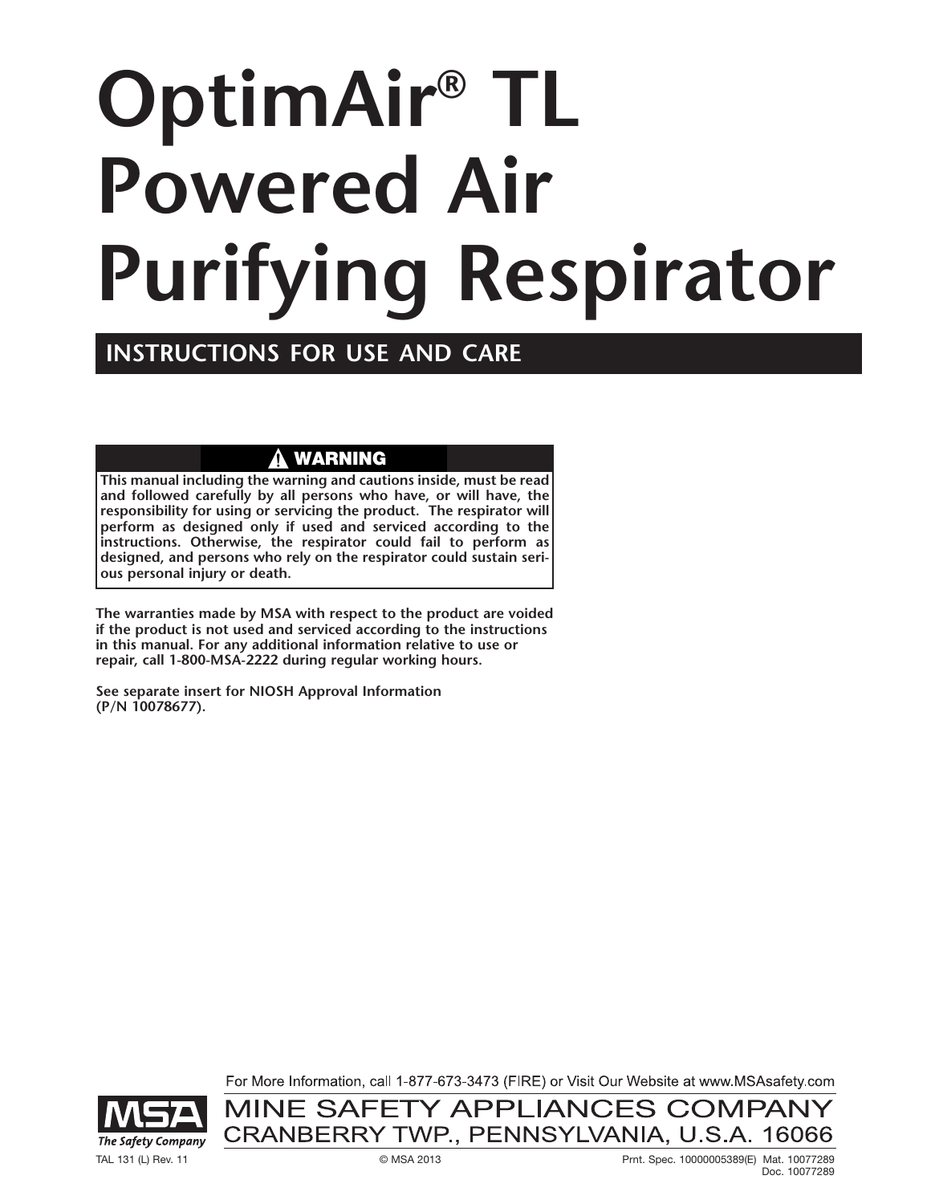# OptimAir® TL Powered Air Purifying Respirator

## INSTRUCTIONS FOR USE AND CARE

> **⚠ WARNING**
>
> **This manual including the warning and cautions inside, must be read and followed carefully by all persons who have, or will have, the responsibility for using or servicing the product. The respirator will perform as designed only if used and serviced according to the instructions. Otherwise, the respirator could fail to perform as designed, and persons who rely on the respirator could sustain serious personal injury or death.**

**The warranties made by MSA with respect to the product are voided if the product is not used and serviced according to the instructions in this manual. For any additional information relative to use or repair, call 1-800-MSA-2222 during regular working hours.**

**See separate insert for NIOSH Approval Information (P/N 10078677).**

For More Information, call 1-877-673-3473 (FIRE) or Visit Our Website at www.MSAsafety.com

MSA
*The Safety Company*

MINE SAFETY APPLIANCES COMPANY
CRANBERRY TWP., PENNSYLVANIA, U.S.A. 16066

TAL 131 (L) Rev. 11 © MSA 2013 Prnt. Spec. 10000005389(E) Mat. 10077289
Doc. 10077289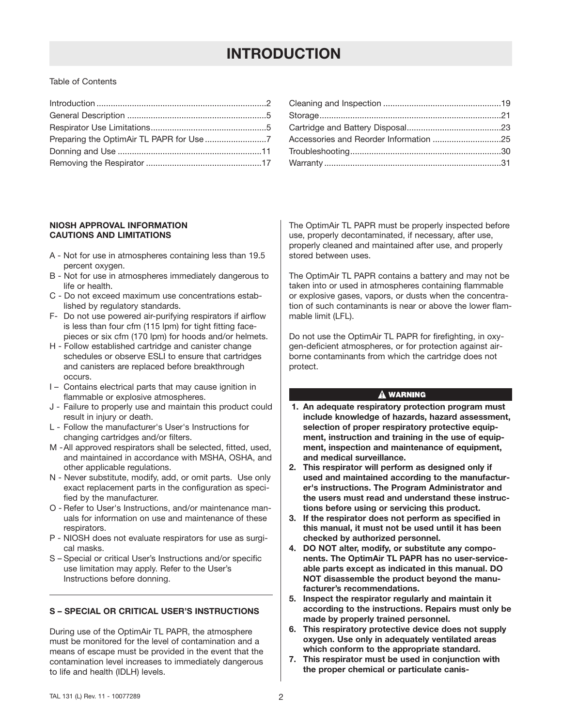# INTRODUCTION

Table of Contents

| | |
|---|---|
| Introduction | 2 |
| General Description | 5 |
| Respirator Use Limitations | 5 |
| Preparing the OptimAir TL PAPR for Use | 7 |
| Donning and Use | 11 |
| Removing the Respirator | 17 |
| Cleaning and Inspection | 19 |
| Storage | 21 |
| Cartridge and Battery Disposal | 23 |
| Accessories and Reorder Information | 25 |
| Troubleshooting | 30 |
| Warranty | 31 |

**NIOSH APPROVAL INFORMATION**
**CAUTIONS AND LIMITATIONS**

A - Not for use in atmospheres containing less than 19.5 percent oxygen.

B - Not for use in atmospheres immediately dangerous to life or health.

C - Do not exceed maximum use concentrations established by regulatory standards.

F- Do not use powered air-purifying respirators if airflow is less than four cfm (115 lpm) for tight fitting facepieces or six cfm (170 lpm) for hoods and/or helmets.

H - Follow established cartridge and canister change schedules or observe ESLI to ensure that cartridges and canisters are replaced before breakthrough occurs.

I – Contains electrical parts that may cause ignition in flammable or explosive atmospheres.

J - Failure to properly use and maintain this product could result in injury or death.

L - Follow the manufacturer's User's Instructions for changing cartridges and/or filters.

M - All approved respirators shall be selected, fitted, used, and maintained in accordance with MSHA, OSHA, and other applicable regulations.

N - Never substitute, modify, add, or omit parts. Use only exact replacement parts in the configuration as specified by the manufacturer.

O - Refer to User's Instructions, and/or maintenance manuals for information on use and maintenance of these respirators.

P - NIOSH does not evaluate respirators for use as surgical masks.

S – Special or critical User's Instructions and/or specific use limitation may apply. Refer to the User's Instructions before donning.

**S – SPECIAL OR CRITICAL USER'S INSTRUCTIONS**

During use of the OptimAir TL PAPR, the atmosphere must be monitored for the level of contamination and a means of escape must be provided in the event that the contamination level increases to immediately dangerous to life and health (IDLH) levels.

The OptimAir TL PAPR must be properly inspected before use, properly decontaminated, if necessary, after use, properly cleaned and maintained after use, and properly stored between uses.

The OptimAir TL PAPR contains a battery and may not be taken into or used in atmospheres containing flammable or explosive gases, vapors, or dusts when the concentration of such contaminants is near or above the lower flammable limit (LFL).

Do not use the OptimAir TL PAPR for firefighting, in oxygen-deficient atmospheres, or for protection against airborne contaminants from which the cartridge does not protect.

**⚠ WARNING**

1. **An adequate respiratory protection program must include knowledge of hazards, hazard assessment, selection of proper respiratory protective equipment, instruction and training in the use of equipment, inspection and maintenance of equipment, and medical surveillance.**
2. **This respirator will perform as designed only if used and maintained according to the manufacturer's instructions. The Program Administrator and the users must read and understand these instructions before using or servicing this product.**
3. **If the respirator does not perform as specified in this manual, it must not be used until it has been checked by authorized personnel.**
4. **DO NOT alter, modify, or substitute any components. The OptimAir TL PAPR has no user-serviceable parts except as indicated in this manual. DO NOT disassemble the product beyond the manufacturer's recommendations.**
5. **Inspect the respirator regularly and maintain it according to the instructions. Repairs must only be made by properly trained personnel.**
6. **This respiratory protective device does not supply oxygen. Use only in adequately ventilated areas which conform to the appropriate standard.**
7. **This respirator must be used in conjunction with the proper chemical or particulate canis-**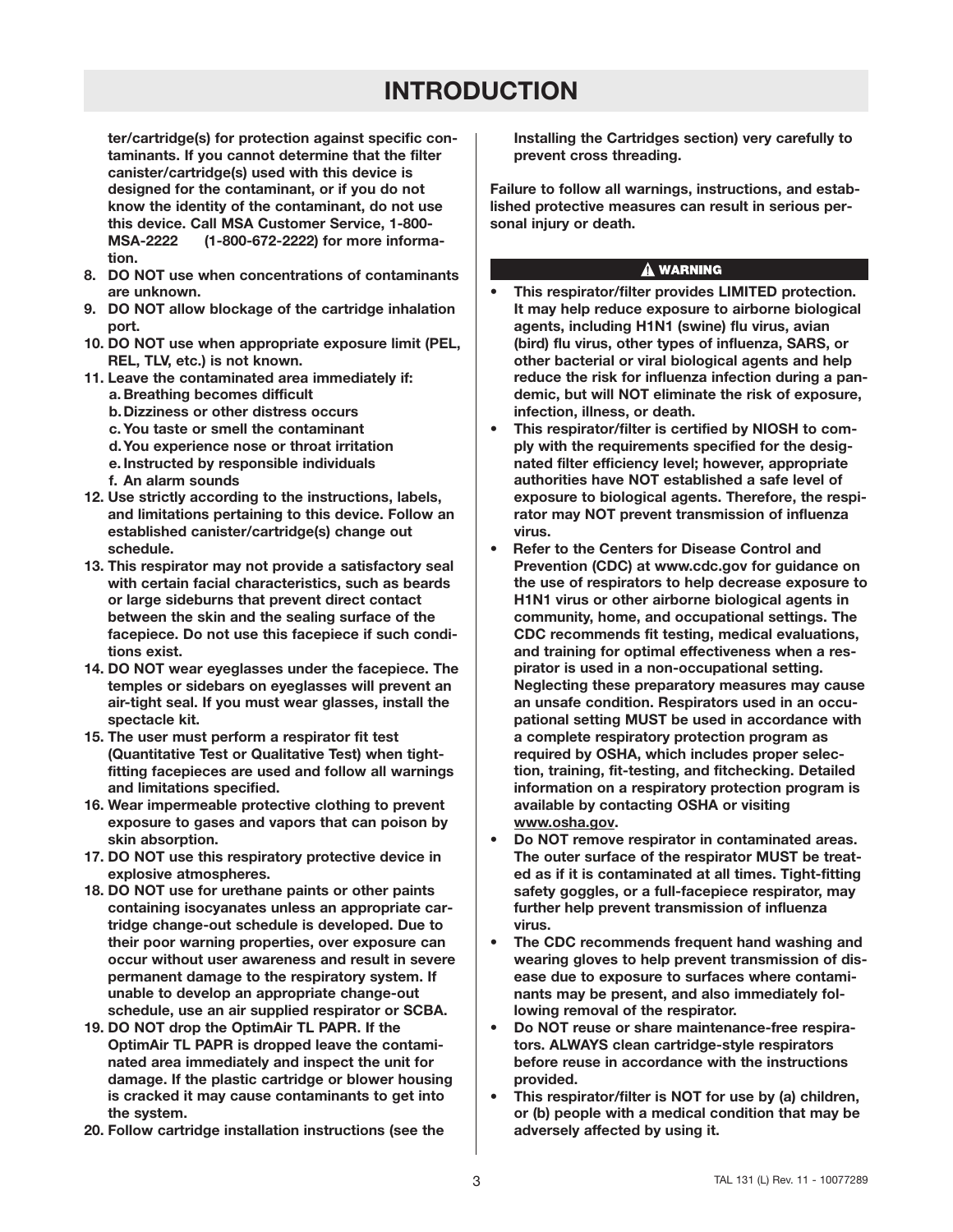# INTRODUCTION

**ter/cartridge(s) for protection against specific contaminants. If you cannot determine that the filter canister/cartridge(s) used with this device is designed for the contaminant, or if you do not know the identity of the contaminant, do not use this device. Call MSA Customer Service, 1-800-MSA-2222 (1-800-672-2222) for more information.**

8. **DO NOT use when concentrations of contaminants are unknown.**
9. **DO NOT allow blockage of the cartridge inhalation port.**
10. **DO NOT use when appropriate exposure limit (PEL, REL, TLV, etc.) is not known.**
11. **Leave the contaminated area immediately if:**
    - a. **Breathing becomes difficult**
    - b. **Dizziness or other distress occurs**
    - c. **You taste or smell the contaminant**
    - d. **You experience nose or throat irritation**
    - e. **Instructed by responsible individuals**
    - f. **An alarm sounds**
12. **Use strictly according to the instructions, labels, and limitations pertaining to this device. Follow an established canister/cartridge(s) change out schedule.**
13. **This respirator may not provide a satisfactory seal with certain facial characteristics, such as beards or large sideburns that prevent direct contact between the skin and the sealing surface of the facepiece. Do not use this facepiece if such conditions exist.**
14. **DO NOT wear eyeglasses under the facepiece. The temples or sidebars on eyeglasses will prevent an air-tight seal. If you must wear glasses, install the spectacle kit.**
15. **The user must perform a respirator fit test (Quantitative Test or Qualitative Test) when tight-fitting facepieces are used and follow all warnings and limitations specified.**
16. **Wear impermeable protective clothing to prevent exposure to gases and vapors that can poison by skin absorption.**
17. **DO NOT use this respiratory protective device in explosive atmospheres.**
18. **DO NOT use for urethane paints or other paints containing isocyanates unless an appropriate cartridge change-out schedule is developed. Due to their poor warning properties, over exposure can occur without user awareness and result in severe permanent damage to the respiratory system. If unable to develop an appropriate change-out schedule, use an air supplied respirator or SCBA.**
19. **DO NOT drop the OptimAir TL PAPR. If the OptimAir TL PAPR is dropped leave the contaminated area immediately and inspect the unit for damage. If the plastic cartridge or blower housing is cracked it may cause contaminants to get into the system.**
20. **Follow cartridge installation instructions (see the Installing the Cartridges section) very carefully to prevent cross threading.**

**Failure to follow all warnings, instructions, and established protective measures can result in serious personal injury or death.**

**⚠ WARNING**

- **This respirator/filter provides LIMITED protection. It may help reduce exposure to airborne biological agents, including H1N1 (swine) flu virus, avian (bird) flu virus, other types of influenza, SARS, or other bacterial or viral biological agents and help reduce the risk for influenza infection during a pandemic, but will NOT eliminate the risk of exposure, infection, illness, or death.**
- **This respirator/filter is certified by NIOSH to comply with the requirements specified for the designated filter efficiency level; however, appropriate authorities have NOT established a safe level of exposure to biological agents. Therefore, the respirator may NOT prevent transmission of influenza virus.**
- **Refer to the Centers for Disease Control and Prevention (CDC) at www.cdc.gov for guidance on the use of respirators to help decrease exposure to H1N1 virus or other airborne biological agents in community, home, and occupational settings. The CDC recommends fit testing, medical evaluations, and training for optimal effectiveness when a respirator is used in a non-occupational setting. Neglecting these preparatory measures may cause an unsafe condition. Respirators used in an occupational setting MUST be used in accordance with a complete respiratory protection program as required by OSHA, which includes proper selection, training, fit-testing, and fitchecking. Detailed information on a respiratory protection program is available by contacting OSHA or visiting www.osha.gov.**
- **Do NOT remove respirator in contaminated areas. The outer surface of the respirator MUST be treated as if it is contaminated at all times. Tight-fitting safety goggles, or a full-facepiece respirator, may further help prevent transmission of influenza virus.**
- **The CDC recommends frequent hand washing and wearing gloves to help prevent transmission of disease due to exposure to surfaces where contaminants may be present, and also immediately following removal of the respirator.**
- **Do NOT reuse or share maintenance-free respirators. ALWAYS clean cartridge-style respirators before reuse in accordance with the instructions provided.**
- **This respirator/filter is NOT for use by (a) children, or (b) people with a medical condition that may be adversely affected by using it.**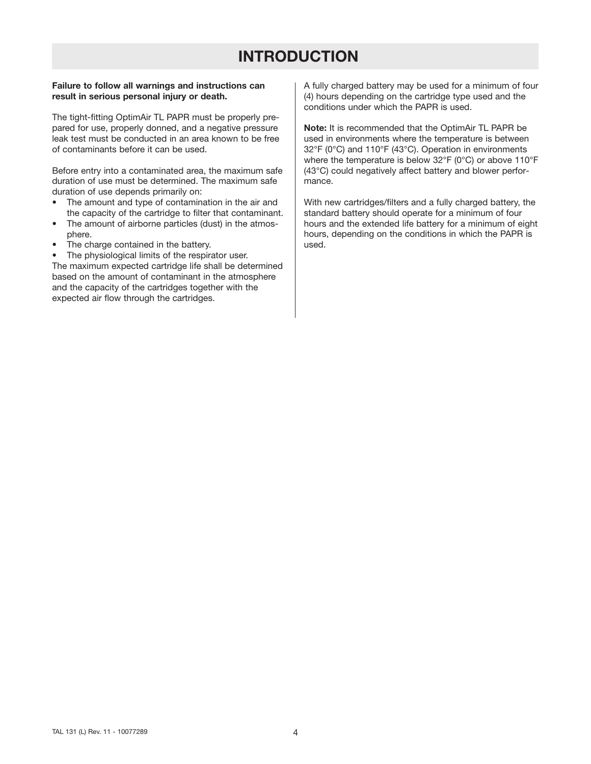# INTRODUCTION

**Failure to follow all warnings and instructions can result in serious personal injury or death.**

The tight-fitting OptimAir TL PAPR must be properly prepared for use, properly donned, and a negative pressure leak test must be conducted in an area known to be free of contaminants before it can be used.

Before entry into a contaminated area, the maximum safe duration of use must be determined. The maximum safe duration of use depends primarily on:

- The amount and type of contamination in the air and the capacity of the cartridge to filter that contaminant.
- The amount of airborne particles (dust) in the atmosphere.
- The charge contained in the battery.
- The physiological limits of the respirator user.

The maximum expected cartridge life shall be determined based on the amount of contaminant in the atmosphere and the capacity of the cartridges together with the expected air flow through the cartridges.

A fully charged battery may be used for a minimum of four (4) hours depending on the cartridge type used and the conditions under which the PAPR is used.

**Note:** It is recommended that the OptimAir TL PAPR be used in environments where the temperature is between 32°F (0°C) and 110°F (43°C). Operation in environments where the temperature is below 32°F (0°C) or above 110°F (43°C) could negatively affect battery and blower performance.

With new cartridges/filters and a fully charged battery, the standard battery should operate for a minimum of four hours and the extended life battery for a minimum of eight hours, depending on the conditions in which the PAPR is used.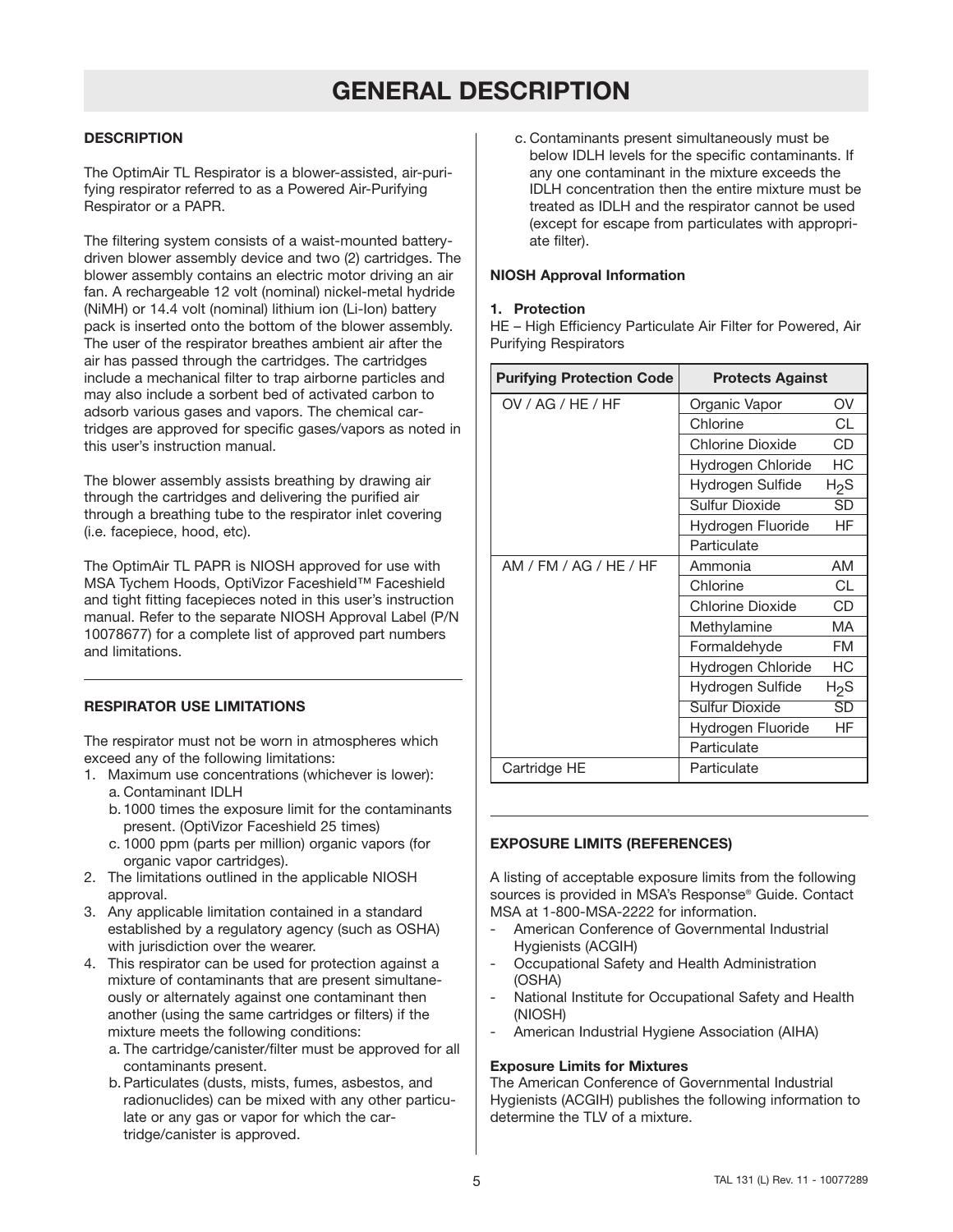# GENERAL DESCRIPTION

### DESCRIPTION

The OptimAir TL Respirator is a blower-assisted, air-purifying respirator referred to as a Powered Air-Purifying Respirator or a PAPR.

The filtering system consists of a waist-mounted battery-driven blower assembly device and two (2) cartridges. The blower assembly contains an electric motor driving an air fan. A rechargeable 12 volt (nominal) nickel-metal hydride (NiMH) or 14.4 volt (nominal) lithium ion (Li-Ion) battery pack is inserted onto the bottom of the blower assembly. The user of the respirator breathes ambient air after the air has passed through the cartridges. The cartridges include a mechanical filter to trap airborne particles and may also include a sorbent bed of activated carbon to adsorb various gases and vapors. The chemical cartridges are approved for specific gases/vapors as noted in this user's instruction manual.

The blower assembly assists breathing by drawing air through the cartridges and delivering the purified air through a breathing tube to the respirator inlet covering (i.e. facepiece, hood, etc).

The OptimAir TL PAPR is NIOSH approved for use with MSA Tychem Hoods, OptiVizor Faceshield™ Faceshield and tight fitting facepieces noted in this user's instruction manual. Refer to the separate NIOSH Approval Label (P/N 10078677) for a complete list of approved part numbers and limitations.

### RESPIRATOR USE LIMITATIONS

The respirator must not be worn in atmospheres which exceed any of the following limitations:

1. Maximum use concentrations (whichever is lower):
   a. Contaminant IDLH
   b. 1000 times the exposure limit for the contaminants present. (OptiVizor Faceshield 25 times)
   c. 1000 ppm (parts per million) organic vapors (for organic vapor cartridges).
2. The limitations outlined in the applicable NIOSH approval.
3. Any applicable limitation contained in a standard established by a regulatory agency (such as OSHA) with jurisdiction over the wearer.
4. This respirator can be used for protection against a mixture of contaminants that are present simultaneously or alternately against one contaminant then another (using the same cartridges or filters) if the mixture meets the following conditions:
   a. The cartridge/canister/filter must be approved for all contaminants present.
   b. Particulates (dusts, mists, fumes, asbestos, and radionuclides) can be mixed with any other particulate or any gas or vapor for which the cartridge/canister is approved.
   c. Contaminants present simultaneously must be below IDLH levels for the specific contaminants. If any one contaminant in the mixture exceeds the IDLH concentration then the entire mixture must be treated as IDLH and the respirator cannot be used (except for escape from particulates with appropriate filter).

### NIOSH Approval Information

**1. Protection**

HE – High Efficiency Particulate Air Filter for Powered, Air Purifying Respirators

| Purifying Protection Code | Protects Against | |
|---|---|---|
| OV / AG / HE / HF | Organic Vapor | OV |
| | Chlorine | CL |
| | Chlorine Dioxide | CD |
| | Hydrogen Chloride | HC |
| | Hydrogen Sulfide | $H_2S$ |
| | Sulfur Dioxide | SD |
| | Hydrogen Fluoride | HF |
| | Particulate | |
| AM / FM / AG / HE / HF | Ammonia | AM |
| | Chlorine | CL |
| | Chlorine Dioxide | CD |
| | Methylamine | MA |
| | Formaldehyde | FM |
| | Hydrogen Chloride | HC |
| | Hydrogen Sulfide | $H_2S$ |
| | Sulfur Dioxide | SD |
| | Hydrogen Fluoride | HF |
| | Particulate | |
| Cartridge HE | Particulate | |

### EXPOSURE LIMITS (REFERENCES)

A listing of acceptable exposure limits from the following sources is provided in MSA's Response® Guide. Contact MSA at 1-800-MSA-2222 for information.

- American Conference of Governmental Industrial Hygienists (ACGIH)
- Occupational Safety and Health Administration (OSHA)
- National Institute for Occupational Safety and Health (NIOSH)
- American Industrial Hygiene Association (AIHA)

**Exposure Limits for Mixtures**

The American Conference of Governmental Industrial Hygienists (ACGIH) publishes the following information to determine the TLV of a mixture.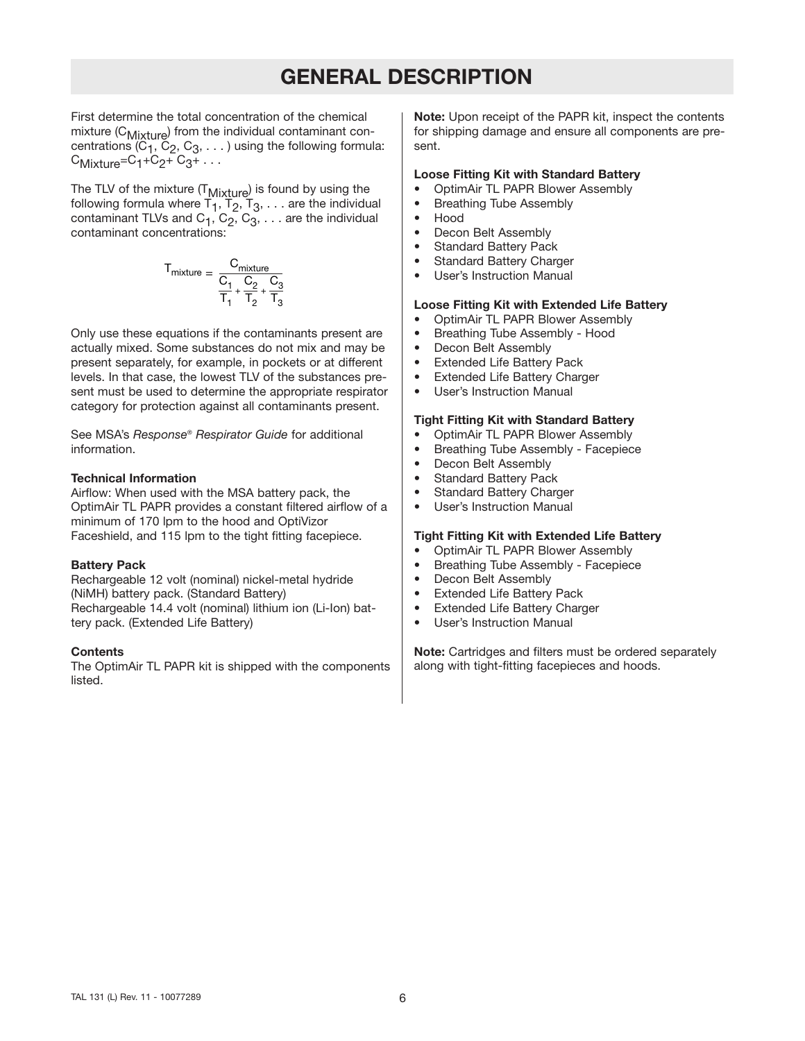# GENERAL DESCRIPTION

First determine the total concentration of the chemical mixture ($C_{Mixture}$) from the individual contaminant concentrations ($C_1$, $C_2$, $C_3$, . . . ) using the following formula: $C_{Mixture}=C_1+C_2+C_3+ . . .$

The TLV of the mixture ($T_{Mixture}$) is found by using the following formula where $T_1$, $T_2$, $T_3$, . . . are the individual contaminant TLVs and $C_1$, $C_2$, $C_3$, . . . are the individual contaminant concentrations:

$$T_{mixture} = \frac{C_{mixture}}{\frac{C_1}{T_1} + \frac{C_2}{T_2} + \frac{C_3}{T_3}}$$

Only use these equations if the contaminants present are actually mixed. Some substances do not mix and may be present separately, for example, in pockets or at different levels. In that case, the lowest TLV of the substances present must be used to determine the appropriate respirator category for protection against all contaminants present.

See MSA's *Response® Respirator Guide* for additional information.

**Technical Information**

Airflow: When used with the MSA battery pack, the OptimAir TL PAPR provides a constant filtered airflow of a minimum of 170 lpm to the hood and OptiVizor Faceshield, and 115 lpm to the tight fitting facepiece.

**Battery Pack**

Rechargeable 12 volt (nominal) nickel-metal hydride (NiMH) battery pack. (Standard Battery)
Rechargeable 14.4 volt (nominal) lithium ion (Li-Ion) battery pack. (Extended Life Battery)

**Contents**

The OptimAir TL PAPR kit is shipped with the components listed.

**Note:** Upon receipt of the PAPR kit, inspect the contents for shipping damage and ensure all components are present.

**Loose Fitting Kit with Standard Battery**

- OptimAir TL PAPR Blower Assembly
- Breathing Tube Assembly
- Hood
- Decon Belt Assembly
- Standard Battery Pack
- Standard Battery Charger
- User's Instruction Manual

**Loose Fitting Kit with Extended Life Battery**

- OptimAir TL PAPR Blower Assembly
- Breathing Tube Assembly - Hood
- Decon Belt Assembly
- Extended Life Battery Pack
- Extended Life Battery Charger
- User's Instruction Manual

**Tight Fitting Kit with Standard Battery**

- OptimAir TL PAPR Blower Assembly
- Breathing Tube Assembly - Facepiece
- Decon Belt Assembly
- Standard Battery Pack
- Standard Battery Charger
- User's Instruction Manual

**Tight Fitting Kit with Extended Life Battery**

- OptimAir TL PAPR Blower Assembly
- Breathing Tube Assembly - Facepiece
- Decon Belt Assembly
- Extended Life Battery Pack
- Extended Life Battery Charger
- User's Instruction Manual

**Note:** Cartridges and filters must be ordered separately along with tight-fitting facepieces and hoods.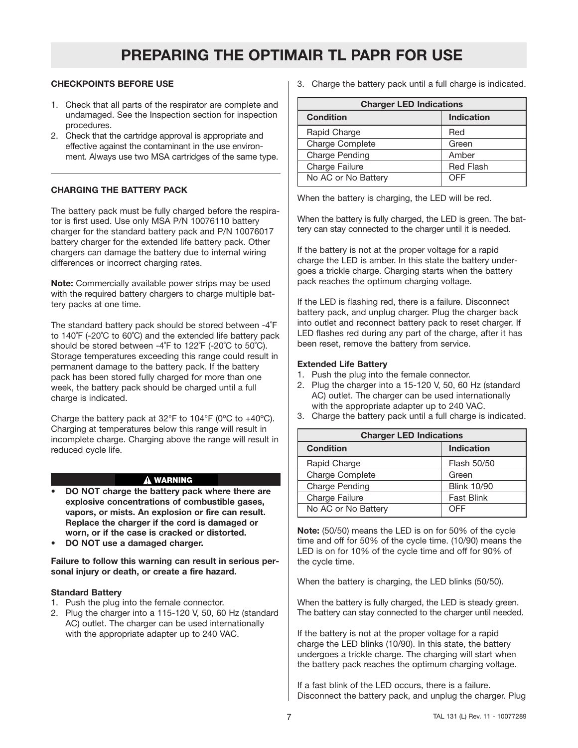# PREPARING THE OPTIMAIR TL PAPR FOR USE

### CHECKPOINTS BEFORE USE

1. Check that all parts of the respirator are complete and undamaged. See the Inspection section for inspection procedures.
2. Check that the cartridge approval is appropriate and effective against the contaminant in the use environment. Always use two MSA cartridges of the same type.

### CHARGING THE BATTERY PACK

The battery pack must be fully charged before the respirator is first used. Use only MSA P/N 10076110 battery charger for the standard battery pack and P/N 10076017 battery charger for the extended life battery pack. Other chargers can damage the battery due to internal wiring differences or incorrect charging rates.

**Note:** Commercially available power strips may be used with the required battery chargers to charge multiple battery packs at one time.

The standard battery pack should be stored between -4˚F to 140˚F (-20˚C to 60˚C) and the extended life battery pack should be stored between -4˚F to 122˚F (-20˚C to 50˚C). Storage temperatures exceeding this range could result in permanent damage to the battery pack. If the battery pack has been stored fully charged for more than one week, the battery pack should be charged until a full charge is indicated.

Charge the battery pack at 32°F to 104°F (0ºC to +40ºC). Charging at temperatures below this range will result in incomplete charge. Charging above the range will result in reduced cycle life.

**⚠ WARNING**

- **DO NOT charge the battery pack where there are explosive concentrations of combustible gases, vapors, or mists. An explosion or fire can result. Replace the charger if the cord is damaged or worn, or if the case is cracked or distorted.**
- **DO NOT use a damaged charger.**

**Failure to follow this warning can result in serious personal injury or death, or create a fire hazard.**

**Standard Battery**

1. Push the plug into the female connector.
2. Plug the charger into a 115-120 V, 50, 60 Hz (standard AC) outlet. The charger can be used internationally with the appropriate adapter up to 240 VAC.
3. Charge the battery pack until a full charge is indicated.

| Charger LED Indications | |
|---|---|
| **Condition** | **Indication** |
| Rapid Charge | Red |
| Charge Complete | Green |
| Charge Pending | Amber |
| Charge Failure | Red Flash |
| No AC or No Battery | OFF |

When the battery is charging, the LED will be red.

When the battery is fully charged, the LED is green. The battery can stay connected to the charger until it is needed.

If the battery is not at the proper voltage for a rapid charge the LED is amber. In this state the battery undergoes a trickle charge. Charging starts when the battery pack reaches the optimum charging voltage.

If the LED is flashing red, there is a failure. Disconnect battery pack, and unplug charger. Plug the charger back into outlet and reconnect battery pack to reset charger. If LED flashes red during any part of the charge, after it has been reset, remove the battery from service.

**Extended Life Battery**

1. Push the plug into the female connector.
2. Plug the charger into a 15-120 V, 50, 60 Hz (standard AC) outlet. The charger can be used internationally with the appropriate adapter up to 240 VAC.
3. Charge the battery pack until a full charge is indicated.

| Charger LED Indications | |
|---|---|
| **Condition** | **Indication** |
| Rapid Charge | Flash 50/50 |
| Charge Complete | Green |
| Charge Pending | Blink 10/90 |
| Charge Failure | Fast Blink |
| No AC or No Battery | OFF |

**Note:** (50/50) means the LED is on for 50% of the cycle time and off for 50% of the cycle time. (10/90) means the LED is on for 10% of the cycle time and off for 90% of the cycle time.

When the battery is charging, the LED blinks (50/50).

When the battery is fully charged, the LED is steady green. The battery can stay connected to the charger until needed.

If the battery is not at the proper voltage for a rapid charge the LED blinks (10/90). In this state, the battery undergoes a trickle charge. The charging will start when the battery pack reaches the optimum charging voltage.

If a fast blink of the LED occurs, there is a failure. Disconnect the battery pack, and unplug the charger. Plug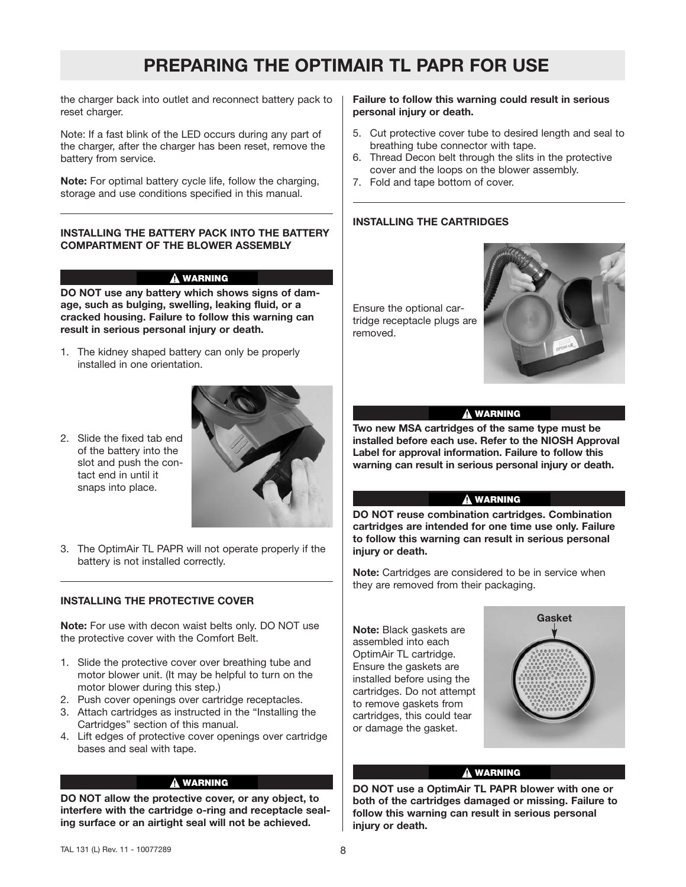# PREPARING THE OPTIMAIR TL PAPR FOR USE

the charger back into outlet and reconnect battery pack to reset charger.

Note: If a fast blink of the LED occurs during any part of the charger, after the charger has been reset, remove the battery from service.

**Note:** For optimal battery cycle life, follow the charging, storage and use conditions specified in this manual.

### INSTALLING THE BATTERY PACK INTO THE BATTERY COMPARTMENT OF THE BLOWER ASSEMBLY

**⚠ WARNING**

**DO NOT use any battery which shows signs of damage, such as bulging, swelling, leaking fluid, or a cracked housing. Failure to follow this warning can result in serious personal injury or death.**

1. The kidney shaped battery can only be properly installed in one orientation.
2. Slide the fixed tab end of the battery into the slot and push the contact end in until it snaps into place.
3. The OptimAir TL PAPR will not operate properly if the battery is not installed correctly.

### INSTALLING THE PROTECTIVE COVER

**Note:** For use with decon waist belts only. DO NOT use the protective cover with the Comfort Belt.

1. Slide the protective cover over breathing tube and motor blower unit. (It may be helpful to turn on the motor blower during this step.)
2. Push cover openings over cartridge receptacles.
3. Attach cartridges as instructed in the "Installing the Cartridges" section of this manual.
4. Lift edges of protective cover openings over cartridge bases and seal with tape.

**⚠ WARNING**

**DO NOT allow the protective cover, or any object, to interfere with the cartridge o-ring and receptacle sealing surface or an airtight seal will not be achieved. Failure to follow this warning could result in serious personal injury or death.**

5. Cut protective cover tube to desired length and seal to breathing tube connector with tape.
6. Thread Decon belt through the slits in the protective cover and the loops on the blower assembly.
7. Fold and tape bottom of cover.

### INSTALLING THE CARTRIDGES

Ensure the optional cartridge receptacle plugs are removed.

**⚠ WARNING**

**Two new MSA cartridges of the same type must be installed before each use. Refer to the NIOSH Approval Label for approval information. Failure to follow this warning can result in serious personal injury or death.**

**⚠ WARNING**

**DO NOT reuse combination cartridges. Combination cartridges are intended for one time use only. Failure to follow this warning can result in serious personal injury or death.**

**Note:** Cartridges are considered to be in service when they are removed from their packaging.

**Note:** Black gaskets are assembled into each OptimAir TL cartridge. Ensure the gaskets are installed before using the cartridges. Do not attempt to remove gaskets from cartridges, this could tear or damage the gasket.

Gasket

**⚠ WARNING**

**DO NOT use a OptimAir TL PAPR blower with one or both of the cartridges damaged or missing. Failure to follow this warning can result in serious personal injury or death.**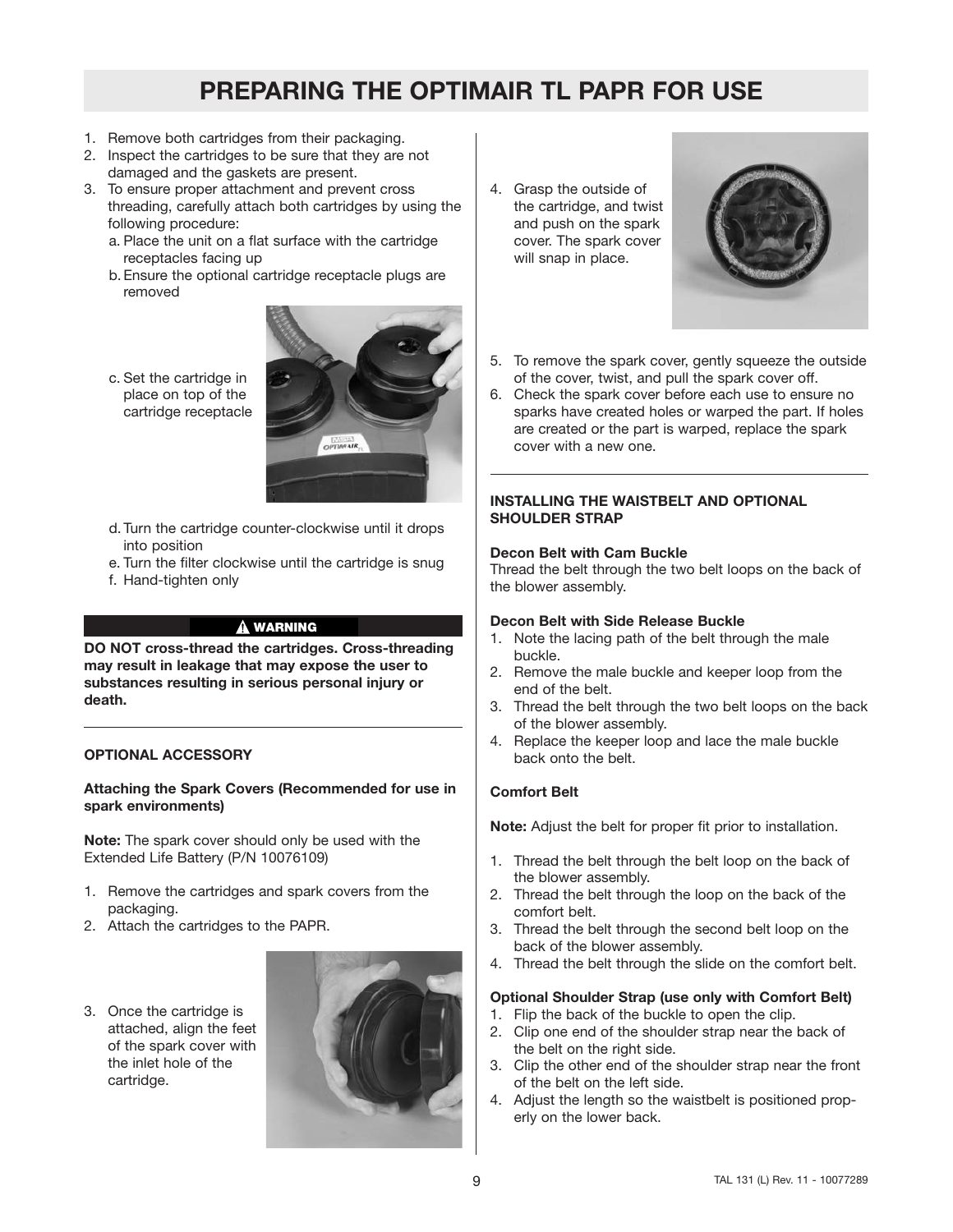# PREPARING THE OPTIMAIR TL PAPR FOR USE

1. Remove both cartridges from their packaging.
2. Inspect the cartridges to be sure that they are not damaged and the gaskets are present.
3. To ensure proper attachment and prevent cross threading, carefully attach both cartridges by using the following procedure:
   a. Place the unit on a flat surface with the cartridge receptacles facing up
   b. Ensure the optional cartridge receptacle plugs are removed
   c. Set the cartridge in place on top of the cartridge receptacle
   d. Turn the cartridge counter-clockwise until it drops into position
   e. Turn the filter clockwise until the cartridge is snug
   f. Hand-tighten only

**⚠ WARNING**

**DO NOT cross-thread the cartridges. Cross-threading may result in leakage that may expose the user to substances resulting in serious personal injury or death.**

---

**OPTIONAL ACCESSORY**

**Attaching the Spark Covers (Recommended for use in spark environments)**

**Note:** The spark cover should only be used with the Extended Life Battery (P/N 10076109)

1. Remove the cartridges and spark covers from the packaging.
2. Attach the cartridges to the PAPR.
3. Once the cartridge is attached, align the feet of the spark cover with the inlet hole of the cartridge.
4. Grasp the outside of the cartridge, and twist and push on the spark cover. The spark cover will snap in place.
5. To remove the spark cover, gently squeeze the outside of the cover, twist, and pull the spark cover off.
6. Check the spark cover before each use to ensure no sparks have created holes or warped the part. If holes are created or the part is warped, replace the spark cover with a new one.

---

**INSTALLING THE WAISTBELT AND OPTIONAL SHOULDER STRAP**

**Decon Belt with Cam Buckle**

Thread the belt through the two belt loops on the back of the blower assembly.

**Decon Belt with Side Release Buckle**

1. Note the lacing path of the belt through the male buckle.
2. Remove the male buckle and keeper loop from the end of the belt.
3. Thread the belt through the two belt loops on the back of the blower assembly.
4. Replace the keeper loop and lace the male buckle back onto the belt.

**Comfort Belt**

**Note:** Adjust the belt for proper fit prior to installation.

1. Thread the belt through the belt loop on the back of the blower assembly.
2. Thread the belt through the loop on the back of the comfort belt.
3. Thread the belt through the second belt loop on the back of the blower assembly.
4. Thread the belt through the slide on the comfort belt.

**Optional Shoulder Strap (use only with Comfort Belt)**

1. Flip the back of the buckle to open the clip.
2. Clip one end of the shoulder strap near the back of the belt on the right side.
3. Clip the other end of the shoulder strap near the front of the belt on the left side.
4. Adjust the length so the waistbelt is positioned properly on the lower back.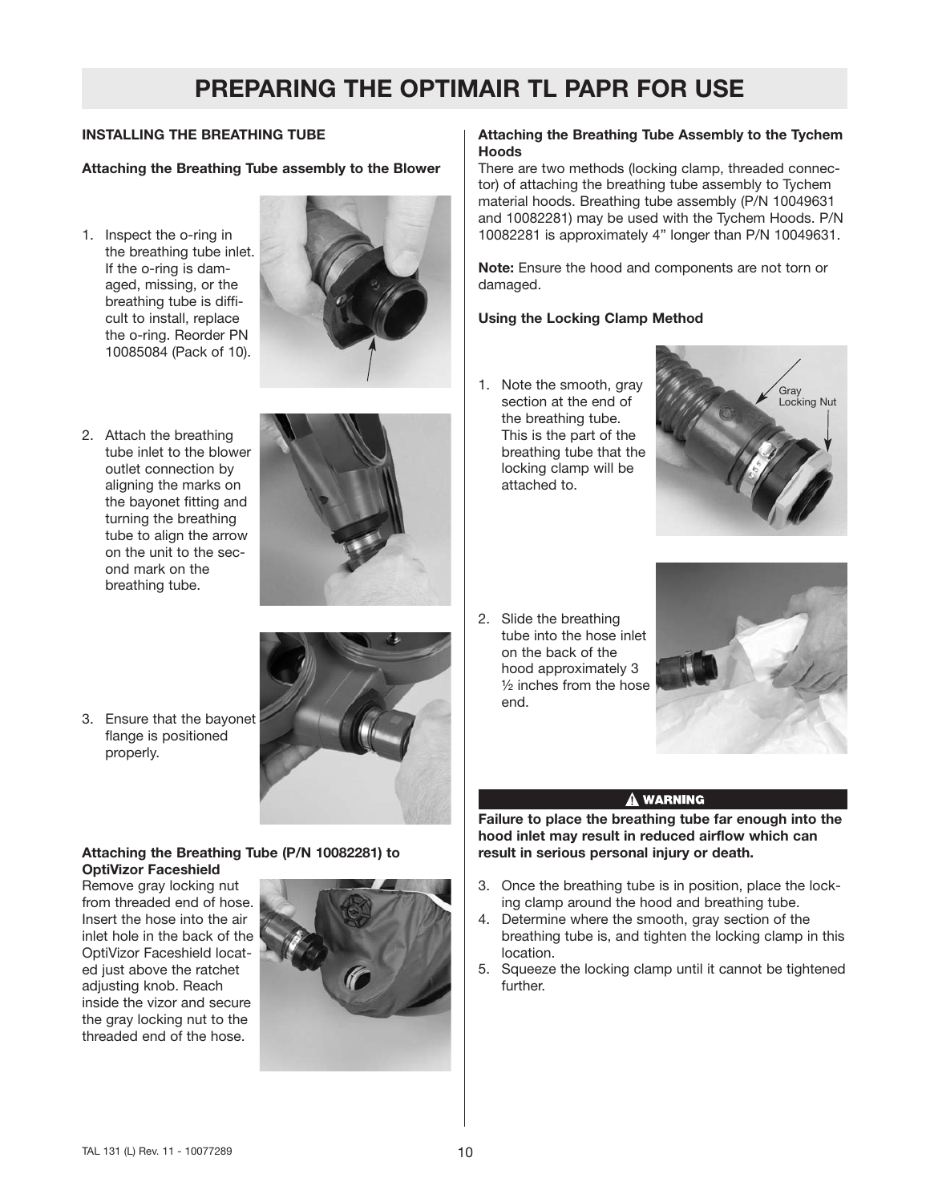# PREPARING THE OPTIMAIR TL PAPR FOR USE

## INSTALLING THE BREATHING TUBE

### Attaching the Breathing Tube assembly to the Blower

1. Inspect the o-ring in the breathing tube inlet. If the o-ring is damaged, missing, or the breathing tube is difficult to install, replace the o-ring. Reorder PN 10085084 (Pack of 10).
2. Attach the breathing tube inlet to the blower outlet connection by aligning the marks on the bayonet fitting and turning the breathing tube to align the arrow on the unit to the second mark on the breathing tube.
3. Ensure that the bayonet flange is positioned properly.

### Attaching the Breathing Tube (P/N 10082281) to OptiVizor Faceshield

Remove gray locking nut from threaded end of hose. Insert the hose into the air inlet hole in the back of the OptiVizor Faceshield located just above the ratchet adjusting knob. Reach inside the vizor and secure the gray locking nut to the threaded end of the hose.

### Attaching the Breathing Tube Assembly to the Tychem Hoods

There are two methods (locking clamp, threaded connector) of attaching the breathing tube assembly to Tychem material hoods. Breathing tube assembly (P/N 10049631 and 10082281) may be used with the Tychem Hoods. P/N 10082281 is approximately 4" longer than P/N 10049631.

**Note:** Ensure the hood and components are not torn or damaged.

### Using the Locking Clamp Method

1. Note the smooth, gray section at the end of the breathing tube. This is the part of the breathing tube that the locking clamp will be attached to.

Gray Locking Nut

2. Slide the breathing tube into the hose inlet on the back of the hood approximately 3 ½ inches from the hose end.

**⚠ WARNING**

**Failure to place the breathing tube far enough into the hood inlet may result in reduced airflow which can result in serious personal injury or death.**

3. Once the breathing tube is in position, place the locking clamp around the hood and breathing tube.
4. Determine where the smooth, gray section of the breathing tube is, and tighten the locking clamp in this location.
5. Squeeze the locking clamp until it cannot be tightened further.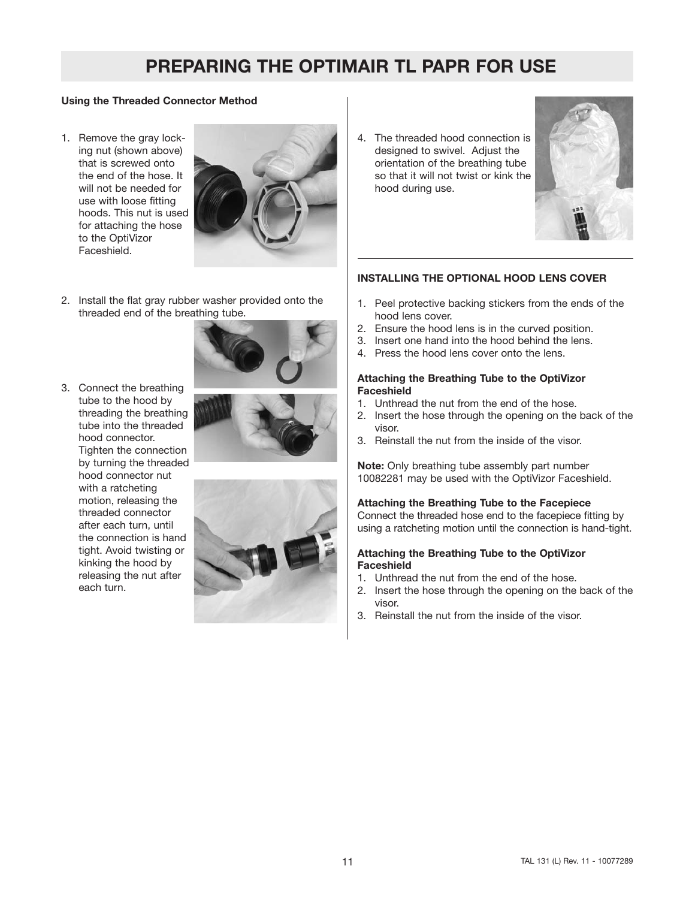# PREPARING THE OPTIMAIR TL PAPR FOR USE

**Using the Threaded Connector Method**

1. Remove the gray locking nut (shown above) that is screwed onto the end of the hose. It will not be needed for use with loose fitting hoods. This nut is used for attaching the hose to the OptiVizor Faceshield.
2. Install the flat gray rubber washer provided onto the threaded end of the breathing tube.
3. Connect the breathing tube to the hood by threading the breathing tube into the threaded hood connector. Tighten the connection by turning the threaded hood connector nut with a ratcheting motion, releasing the threaded connector after each turn, until the connection is hand tight. Avoid twisting or kinking the hood by releasing the nut after each turn.
4. The threaded hood connection is designed to swivel. Adjust the orientation of the breathing tube so that it will not twist or kink the hood during use.

**INSTALLING THE OPTIONAL HOOD LENS COVER**

1. Peel protective backing stickers from the ends of the hood lens cover.
2. Ensure the hood lens is in the curved position.
3. Insert one hand into the hood behind the lens.
4. Press the hood lens cover onto the lens.

**Attaching the Breathing Tube to the OptiVizor Faceshield**

1. Unthread the nut from the end of the hose.
2. Insert the hose through the opening on the back of the visor.
3. Reinstall the nut from the inside of the visor.

**Note:** Only breathing tube assembly part number 10082281 may be used with the OptiVizor Faceshield.

**Attaching the Breathing Tube to the Facepiece**

Connect the threaded hose end to the facepiece fitting by using a ratcheting motion until the connection is hand-tight.

**Attaching the Breathing Tube to the OptiVizor Faceshield**

1. Unthread the nut from the end of the hose.
2. Insert the hose through the opening on the back of the visor.
3. Reinstall the nut from the inside of the visor.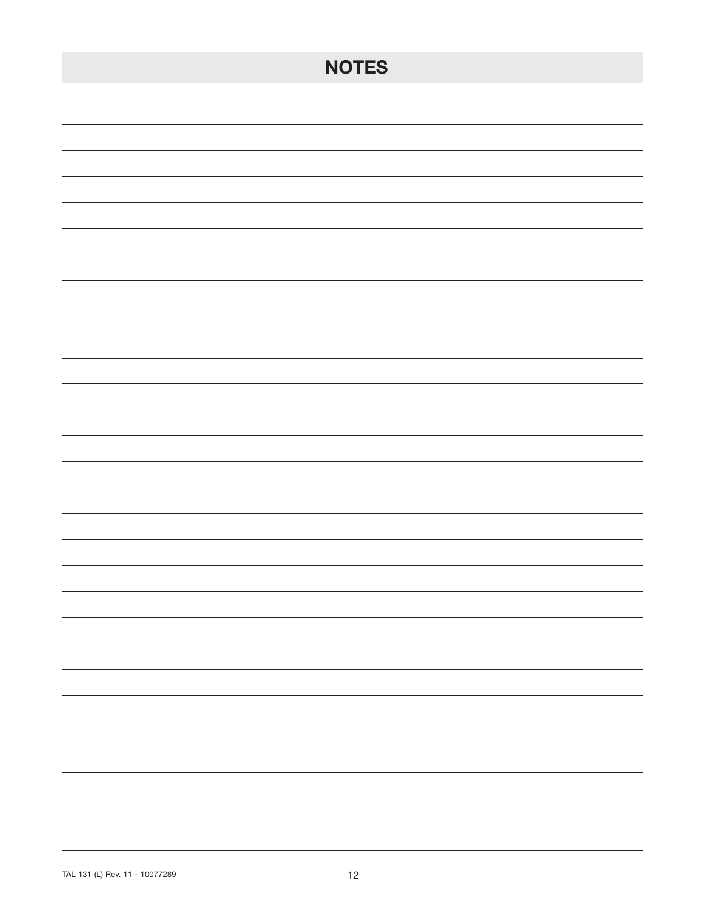# NOTES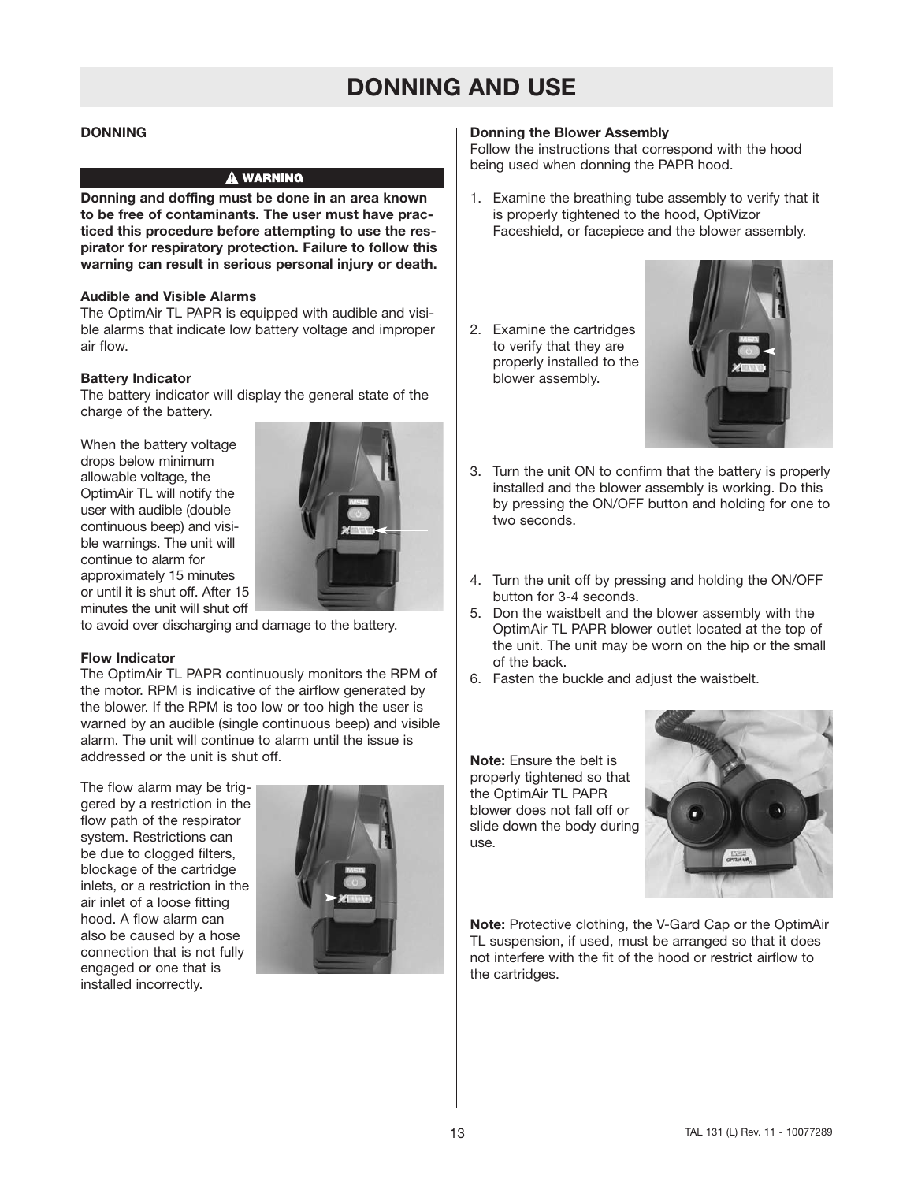# DONNING AND USE

## DONNING

**⚠ WARNING**

**Donning and doffing must be done in an area known to be free of contaminants. The user must have practiced this procedure before attempting to use the respirator for respiratory protection. Failure to follow this warning can result in serious personal injury or death.**

### Audible and Visible Alarms

The OptimAir TL PAPR is equipped with audible and visible alarms that indicate low battery voltage and improper air flow.

### Battery Indicator

The battery indicator will display the general state of the charge of the battery.

When the battery voltage drops below minimum allowable voltage, the OptimAir TL will notify the user with audible (double continuous beep) and visible warnings. The unit will continue to alarm for approximately 15 minutes or until it is shut off. After 15 minutes the unit will shut off to avoid over discharging and damage to the battery.

### Flow Indicator

The OptimAir TL PAPR continuously monitors the RPM of the motor. RPM is indicative of the airflow generated by the blower. If the RPM is too low or too high the user is warned by an audible (single continuous beep) and visible alarm. The unit will continue to alarm until the issue is addressed or the unit is shut off.

The flow alarm may be triggered by a restriction in the flow path of the respirator system. Restrictions can be due to clogged filters, blockage of the cartridge inlets, or a restriction in the air inlet of a loose fitting hood. A flow alarm can also be caused by a hose connection that is not fully engaged or one that is installed incorrectly.

### Donning the Blower Assembly

Follow the instructions that correspond with the hood being used when donning the PAPR hood.

1. Examine the breathing tube assembly to verify that it is properly tightened to the hood, OptiVizor Faceshield, or facepiece and the blower assembly.
2. Examine the cartridges to verify that they are properly installed to the blower assembly.
3. Turn the unit ON to confirm that the battery is properly installed and the blower assembly is working. Do this by pressing the ON/OFF button and holding for one to two seconds.
4. Turn the unit off by pressing and holding the ON/OFF button for 3-4 seconds.
5. Don the waistbelt and the blower assembly with the OptimAir TL PAPR blower outlet located at the top of the unit. The unit may be worn on the hip or the small of the back.
6. Fasten the buckle and adjust the waistbelt.

**Note:** Ensure the belt is properly tightened so that the OptimAir TL PAPR blower does not fall off or slide down the body during use.

**Note:** Protective clothing, the V-Gard Cap or the OptimAir TL suspension, if used, must be arranged so that it does not interfere with the fit of the hood or restrict airflow to the cartridges.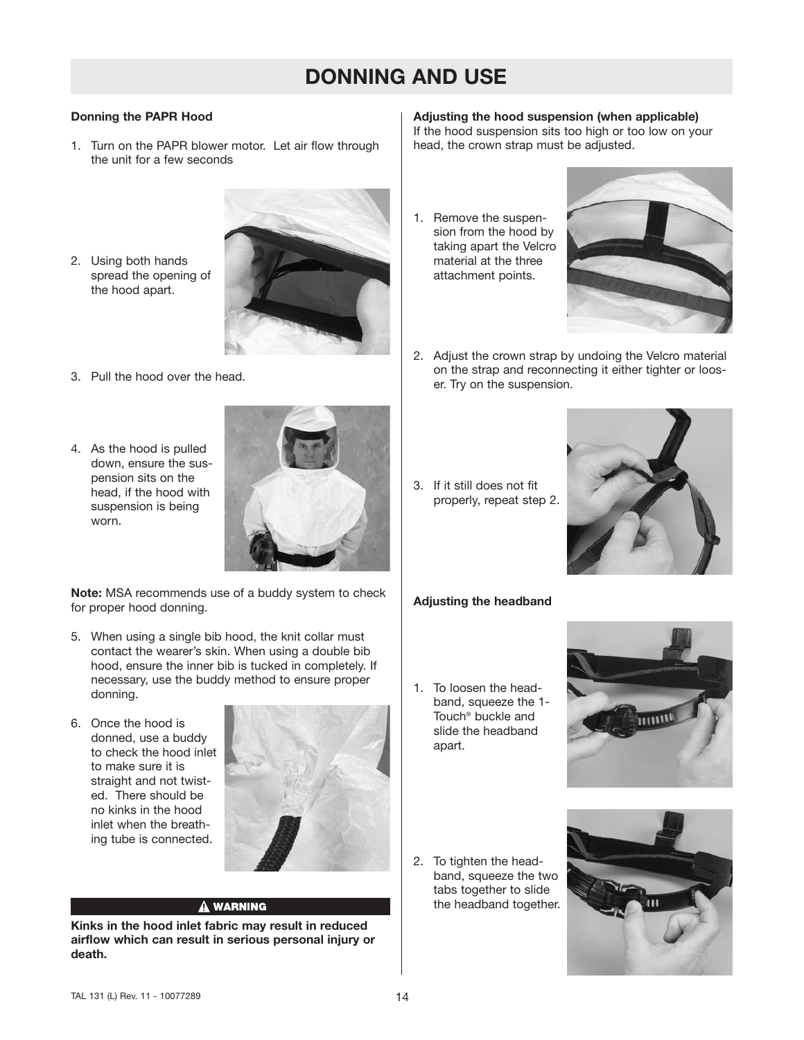# DONNING AND USE

### Donning the PAPR Hood

1. Turn on the PAPR blower motor. Let air flow through the unit for a few seconds

2. Using both hands spread the opening of the hood apart.

3. Pull the hood over the head.

4. As the hood is pulled down, ensure the suspension sits on the head, if the hood with suspension is being worn.

**Note:** MSA recommends use of a buddy system to check for proper hood donning.

5. When using a single bib hood, the knit collar must contact the wearer's skin. When using a double bib hood, ensure the inner bib is tucked in completely. If necessary, use the buddy method to ensure proper donning.

6. Once the hood is donned, use a buddy to check the hood inlet to make sure it is straight and not twisted. There should be no kinks in the hood inlet when the breathing tube is connected.

**⚠ WARNING**

**Kinks in the hood inlet fabric may result in reduced airflow which can result in serious personal injury or death.**

### Adjusting the hood suspension (when applicable)

If the hood suspension sits too high or too low on your head, the crown strap must be adjusted.

1. Remove the suspension from the hood by taking apart the Velcro material at the three attachment points.

2. Adjust the crown strap by undoing the Velcro material on the strap and reconnecting it either tighter or looser. Try on the suspension.

3. If it still does not fit properly, repeat step 2.

### Adjusting the headband

1. To loosen the headband, squeeze the 1-Touch® buckle and slide the headband apart.

2. To tighten the headband, squeeze the two tabs together to slide the headband together.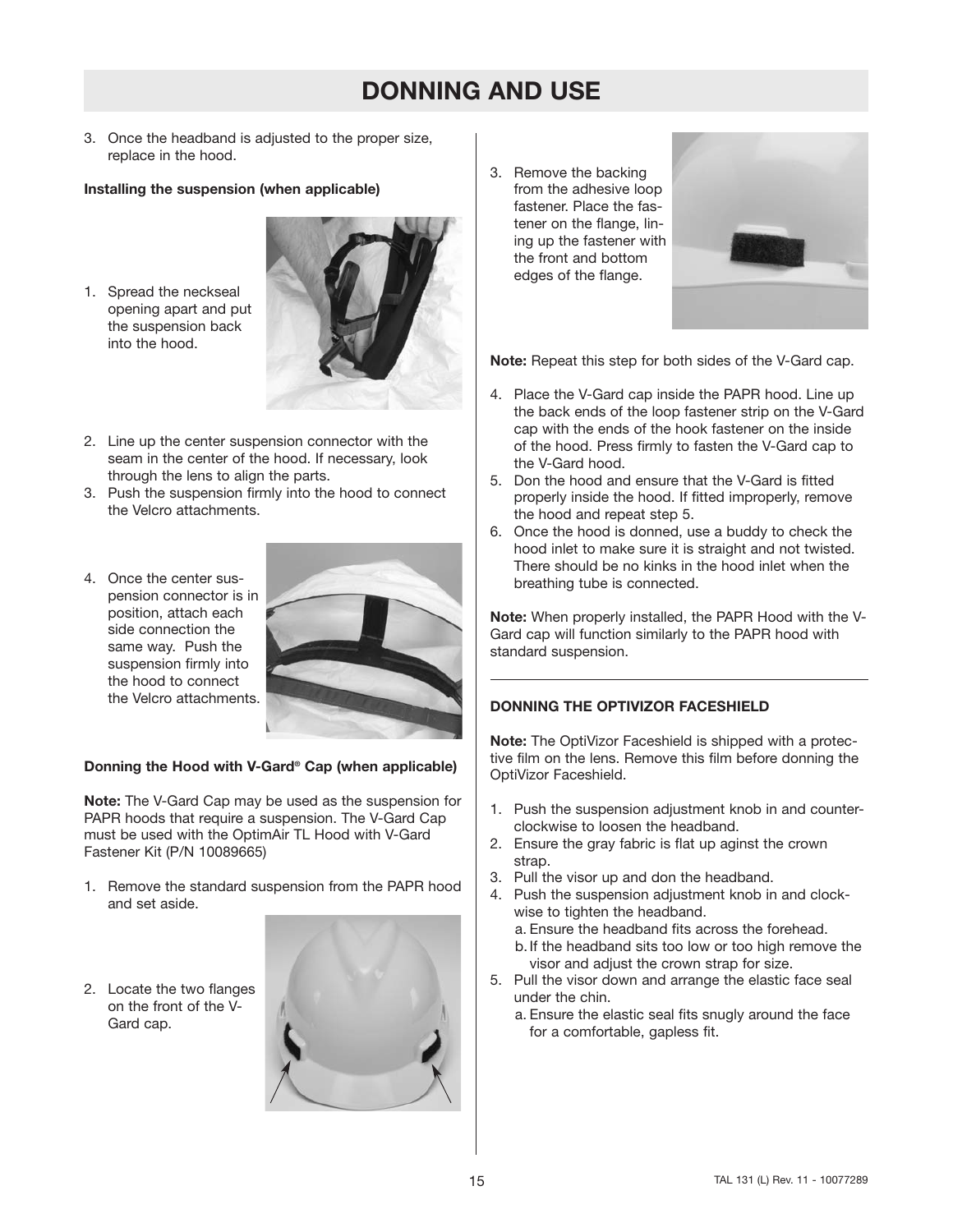# DONNING AND USE

3. Once the headband is adjusted to the proper size, replace in the hood.

**Installing the suspension (when applicable)**

1. Spread the neckseal opening apart and put the suspension back into the hood.
2. Line up the center suspension connector with the seam in the center of the hood. If necessary, look through the lens to align the parts.
3. Push the suspension firmly into the hood to connect the Velcro attachments.
4. Once the center suspension connector is in position, attach each side connection the same way. Push the suspension firmly into the hood to connect the Velcro attachments.

**Donning the Hood with V-Gard® Cap (when applicable)**

**Note:** The V-Gard Cap may be used as the suspension for PAPR hoods that require a suspension. The V-Gard Cap must be used with the OptimAir TL Hood with V-Gard Fastener Kit (P/N 10089665)

1. Remove the standard suspension from the PAPR hood and set aside.
2. Locate the two flanges on the front of the V-Gard cap.
3. Remove the backing from the adhesive loop fastener. Place the fastener on the flange, lining up the fastener with the front and bottom edges of the flange.

**Note:** Repeat this step for both sides of the V-Gard cap.

4. Place the V-Gard cap inside the PAPR hood. Line up the back ends of the loop fastener strip on the V-Gard cap with the ends of the hook fastener on the inside of the hood. Press firmly to fasten the V-Gard cap to the V-Gard hood.
5. Don the hood and ensure that the V-Gard is fitted properly inside the hood. If fitted improperly, remove the hood and repeat step 5.
6. Once the hood is donned, use a buddy to check the hood inlet to make sure it is straight and not twisted. There should be no kinks in the hood inlet when the breathing tube is connected.

**Note:** When properly installed, the PAPR Hood with the V-Gard cap will function similarly to the PAPR hood with standard suspension.

**DONNING THE OPTIVIZOR FACESHIELD**

**Note:** The OptiVizor Faceshield is shipped with a protective film on the lens. Remove this film before donning the OptiVizor Faceshield.

1. Push the suspension adjustment knob in and counterclockwise to loosen the headband.
2. Ensure the gray fabric is flat up aginst the crown strap.
3. Pull the visor up and don the headband.
4. Push the suspension adjustment knob in and clockwise to tighten the headband.
   a. Ensure the headband fits across the forehead.
   b. If the headband sits too low or too high remove the visor and adjust the crown strap for size.
5. Pull the visor down and arrange the elastic face seal under the chin.
   a. Ensure the elastic seal fits snugly around the face for a comfortable, gapless fit.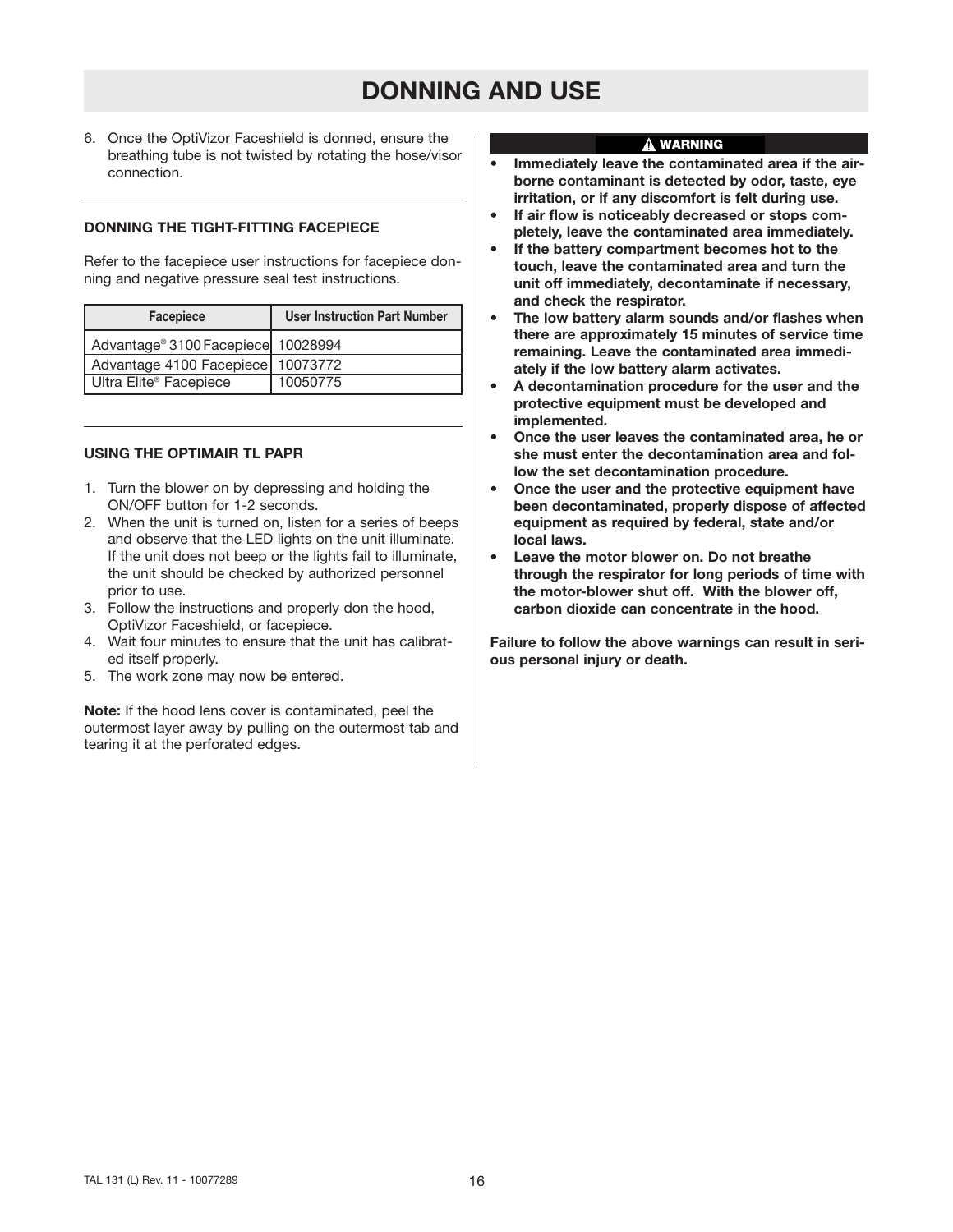# DONNING AND USE

6. Once the OptiVizor Faceshield is donned, ensure the breathing tube is not twisted by rotating the hose/visor connection.

### DONNING THE TIGHT-FITTING FACEPIECE

Refer to the facepiece user instructions for facepiece donning and negative pressure seal test instructions.

| Facepiece | User Instruction Part Number |
|---|---|
| Advantage® 3100 Facepiece | 10028994 |
| Advantage 4100 Facepiece | 10073772 |
| Ultra Elite® Facepiece | 10050775 |

### USING THE OPTIMAIR TL PAPR

1. Turn the blower on by depressing and holding the ON/OFF button for 1-2 seconds.
2. When the unit is turned on, listen for a series of beeps and observe that the LED lights on the unit illuminate. If the unit does not beep or the lights fail to illuminate, the unit should be checked by authorized personnel prior to use.
3. Follow the instructions and properly don the hood, OptiVizor Faceshield, or facepiece.
4. Wait four minutes to ensure that the unit has calibrated itself properly.
5. The work zone may now be entered.

**Note:** If the hood lens cover is contaminated, peel the outermost layer away by pulling on the outermost tab and tearing it at the perforated edges.

**⚠ WARNING**

- **Immediately leave the contaminated area if the airborne contaminant is detected by odor, taste, eye irritation, or if any discomfort is felt during use.**
- **If air flow is noticeably decreased or stops completely, leave the contaminated area immediately.**
- **If the battery compartment becomes hot to the touch, leave the contaminated area and turn the unit off immediately, decontaminate if necessary, and check the respirator.**
- **The low battery alarm sounds and/or flashes when there are approximately 15 minutes of service time remaining. Leave the contaminated area immediately if the low battery alarm activates.**
- **A decontamination procedure for the user and the protective equipment must be developed and implemented.**
- **Once the user leaves the contaminated area, he or she must enter the decontamination area and follow the set decontamination procedure.**
- **Once the user and the protective equipment have been decontaminated, properly dispose of affected equipment as required by federal, state and/or local laws.**
- **Leave the motor blower on. Do not breathe through the respirator for long periods of time with the motor-blower shut off. With the blower off, carbon dioxide can concentrate in the hood.**

**Failure to follow the above warnings can result in serious personal injury or death.**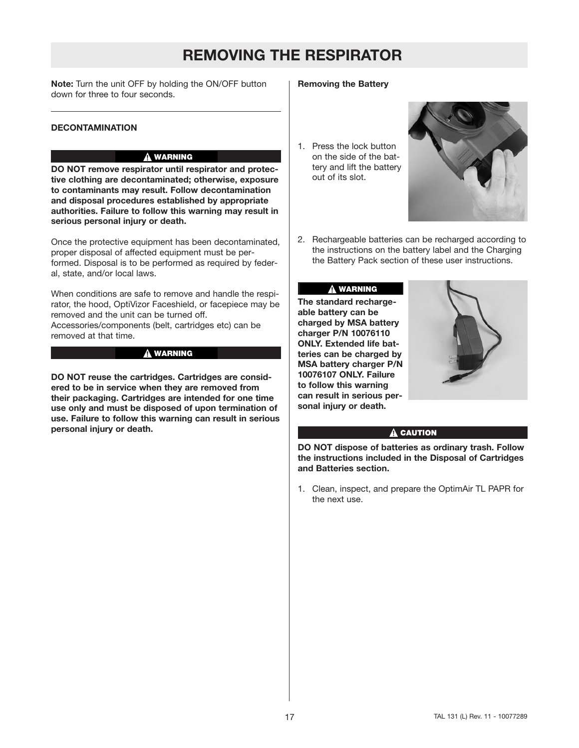# REMOVING THE RESPIRATOR

**Note:** Turn the unit OFF by holding the ON/OFF button down for three to four seconds.

---

**DECONTAMINATION**

**⚠ WARNING**

**DO NOT remove respirator until respirator and protective clothing are decontaminated; otherwise, exposure to contaminants may result. Follow decontamination and disposal procedures established by appropriate authorities. Failure to follow this warning may result in serious personal injury or death.**

Once the protective equipment has been decontaminated, proper disposal of affected equipment must be performed. Disposal is to be performed as required by federal, state, and/or local laws.

When conditions are safe to remove and handle the respirator, the hood, OptiVizor Faceshield, or facepiece may be removed and the unit can be turned off. Accessories/components (belt, cartridges etc) can be removed at that time.

**⚠ WARNING**

**DO NOT reuse the cartridges. Cartridges are considered to be in service when they are removed from their packaging. Cartridges are intended for one time use only and must be disposed of upon termination of use. Failure to follow this warning can result in serious personal injury or death.**

**Removing the Battery**

1. Press the lock button on the side of the battery and lift the battery out of its slot.
2. Rechargeable batteries can be recharged according to the instructions on the battery label and the Charging the Battery Pack section of these user instructions.

**⚠ WARNING**

**The standard rechargeable battery can be charged by MSA battery charger P/N 10076110 ONLY. Extended life batteries can be charged by MSA battery charger P/N 10076107 ONLY. Failure to follow this warning can result in serious personal injury or death.**

**⚠ CAUTION**

**DO NOT dispose of batteries as ordinary trash. Follow the instructions included in the Disposal of Cartridges and Batteries section.**

1. Clean, inspect, and prepare the OptimAir TL PAPR for the next use.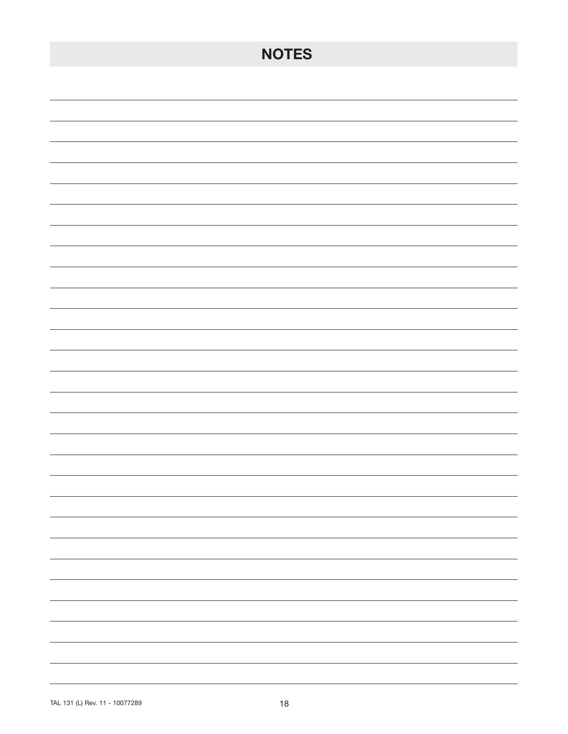# NOTES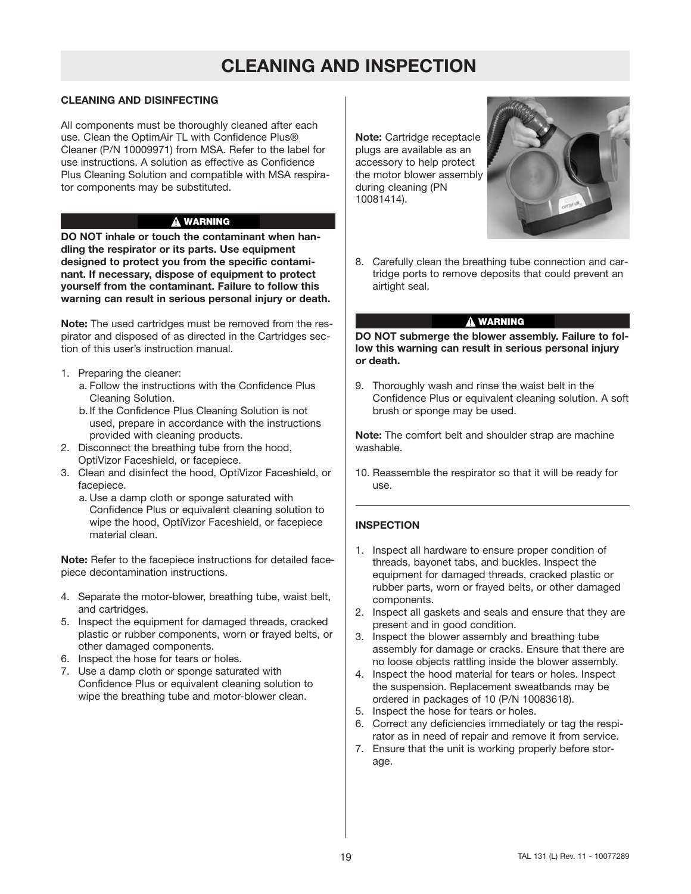# CLEANING AND INSPECTION

## CLEANING AND DISINFECTING

All components must be thoroughly cleaned after each use. Clean the OptimAir TL with Confidence Plus® Cleaner (P/N 10009971) from MSA. Refer to the label for use instructions. A solution as effective as Confidence Plus Cleaning Solution and compatible with MSA respirator components may be substituted.

**⚠ WARNING**

**DO NOT inhale or touch the contaminant when handling the respirator or its parts. Use equipment designed to protect you from the specific contaminant. If necessary, dispose of equipment to protect yourself from the contaminant. Failure to follow this warning can result in serious personal injury or death.**

**Note:** The used cartridges must be removed from the respirator and disposed of as directed in the Cartridges section of this user's instruction manual.

1. Preparing the cleaner:
   a. Follow the instructions with the Confidence Plus Cleaning Solution.
   b. If the Confidence Plus Cleaning Solution is not used, prepare in accordance with the instructions provided with cleaning products.
2. Disconnect the breathing tube from the hood, OptiVizor Faceshield, or facepiece.
3. Clean and disinfect the hood, OptiVizor Faceshield, or facepiece.
   a. Use a damp cloth or sponge saturated with Confidence Plus or equivalent cleaning solution to wipe the hood, OptiVizor Faceshield, or facepiece material clean.

**Note:** Refer to the facepiece instructions for detailed facepiece decontamination instructions.

4. Separate the motor-blower, breathing tube, waist belt, and cartridges.
5. Inspect the equipment for damaged threads, cracked plastic or rubber components, worn or frayed belts, or other damaged components.
6. Inspect the hose for tears or holes.
7. Use a damp cloth or sponge saturated with Confidence Plus or equivalent cleaning solution to wipe the breathing tube and motor-blower clean.

**Note:** Cartridge receptacle plugs are available as an accessory to help protect the motor blower assembly during cleaning (PN 10081414).

8. Carefully clean the breathing tube connection and cartridge ports to remove deposits that could prevent an airtight seal.

**⚠ WARNING**

**DO NOT submerge the blower assembly. Failure to follow this warning can result in serious personal injury or death.**

9. Thoroughly wash and rinse the waist belt in the Confidence Plus or equivalent cleaning solution. A soft brush or sponge may be used.

**Note:** The comfort belt and shoulder strap are machine washable.

10. Reassemble the respirator so that it will be ready for use.

## INSPECTION

1. Inspect all hardware to ensure proper condition of threads, bayonet tabs, and buckles. Inspect the equipment for damaged threads, cracked plastic or rubber parts, worn or frayed belts, or other damaged components.
2. Inspect all gaskets and seals and ensure that they are present and in good condition.
3. Inspect the blower assembly and breathing tube assembly for damage or cracks. Ensure that there are no loose objects rattling inside the blower assembly.
4. Inspect the hood material for tears or holes. Inspect the suspension. Replacement sweatbands may be ordered in packages of 10 (P/N 10083618).
5. Inspect the hose for tears or holes.
6. Correct any deficiencies immediately or tag the respirator as in need of repair and remove it from service.
7. Ensure that the unit is working properly before storage.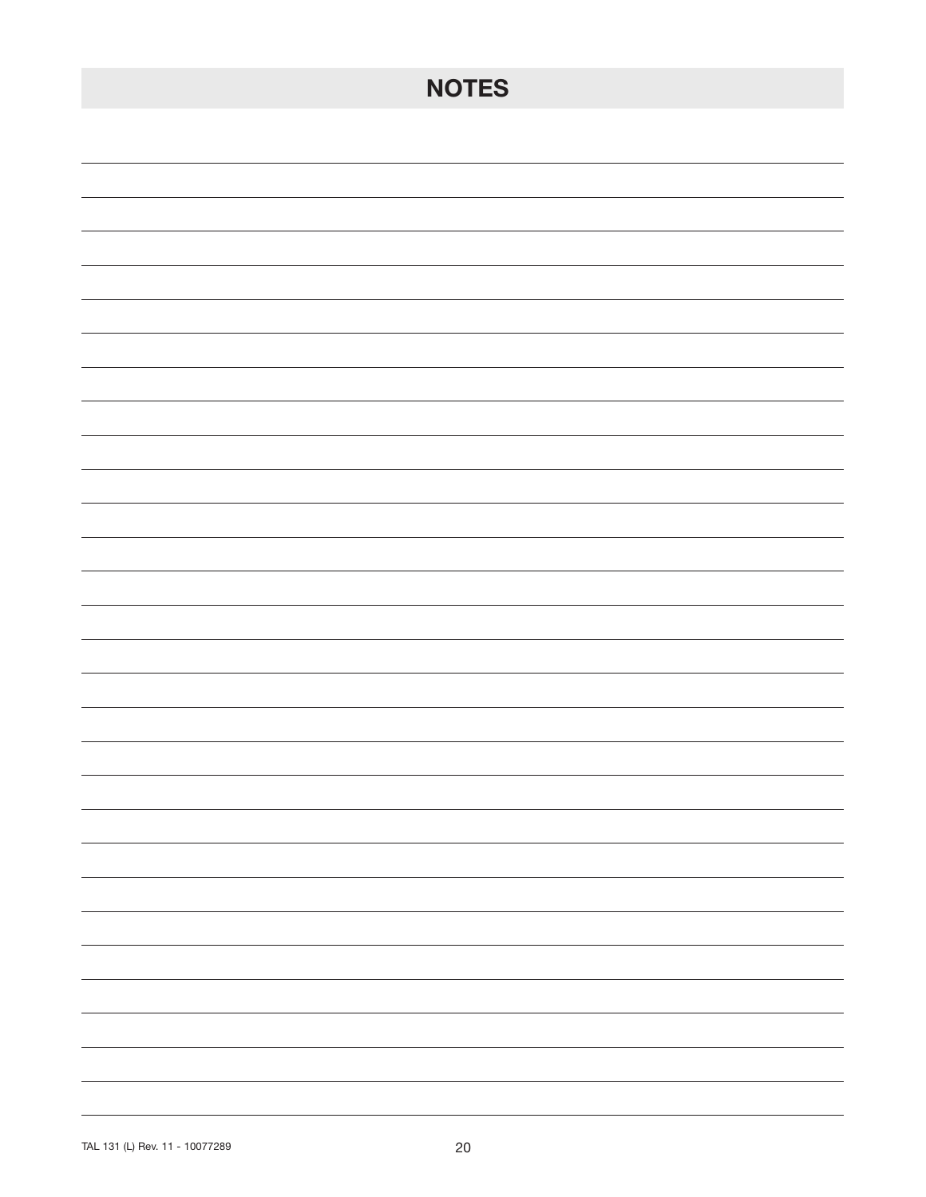# NOTES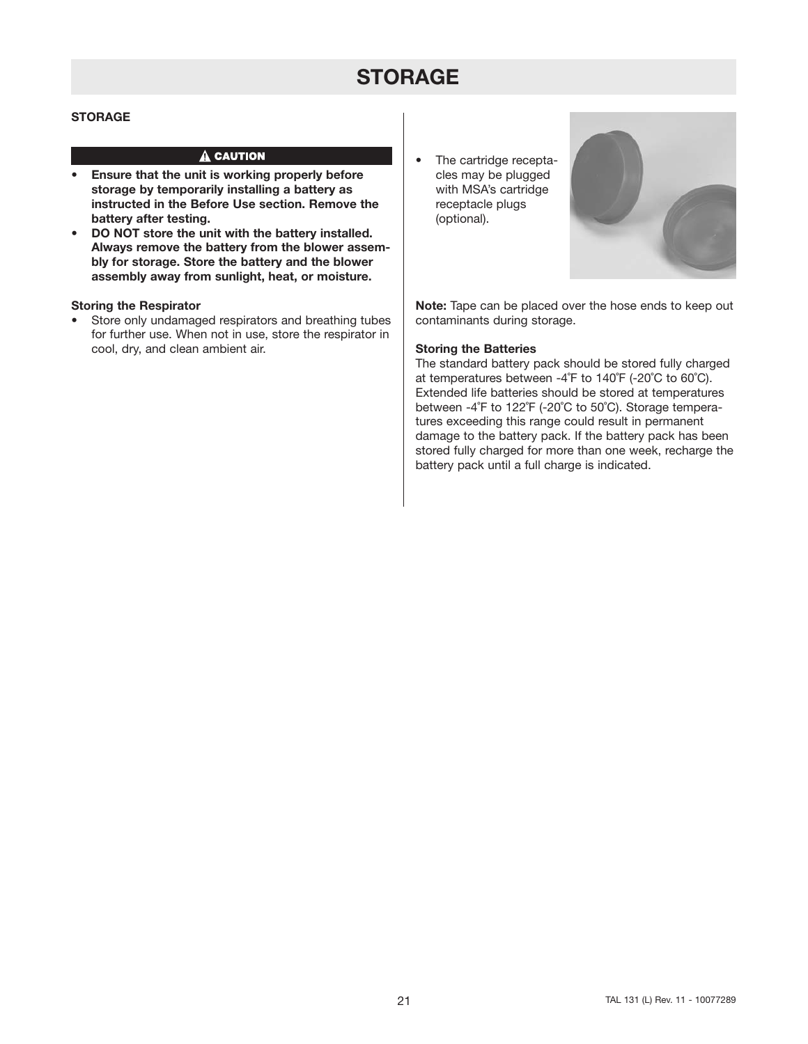# STORAGE

**STORAGE**

**⚠ CAUTION**

- **Ensure that the unit is working properly before storage by temporarily installing a battery as instructed in the Before Use section. Remove the battery after testing.**
- **DO NOT store the unit with the battery installed. Always remove the battery from the blower assembly for storage. Store the battery and the blower assembly away from sunlight, heat, or moisture.**

**Storing the Respirator**

- Store only undamaged respirators and breathing tubes for further use. When not in use, store the respirator in cool, dry, and clean ambient air.
- The cartridge receptacles may be plugged with MSA's cartridge receptacle plugs (optional).

**Note:** Tape can be placed over the hose ends to keep out contaminants during storage.

**Storing the Batteries**

The standard battery pack should be stored fully charged at temperatures between -4˚F to 140˚F (-20˚C to 60˚C). Extended life batteries should be stored at temperatures between -4˚F to 122˚F (-20˚C to 50˚C). Storage temperatures exceeding this range could result in permanent damage to the battery pack. If the battery pack has been stored fully charged for more than one week, recharge the battery pack until a full charge is indicated.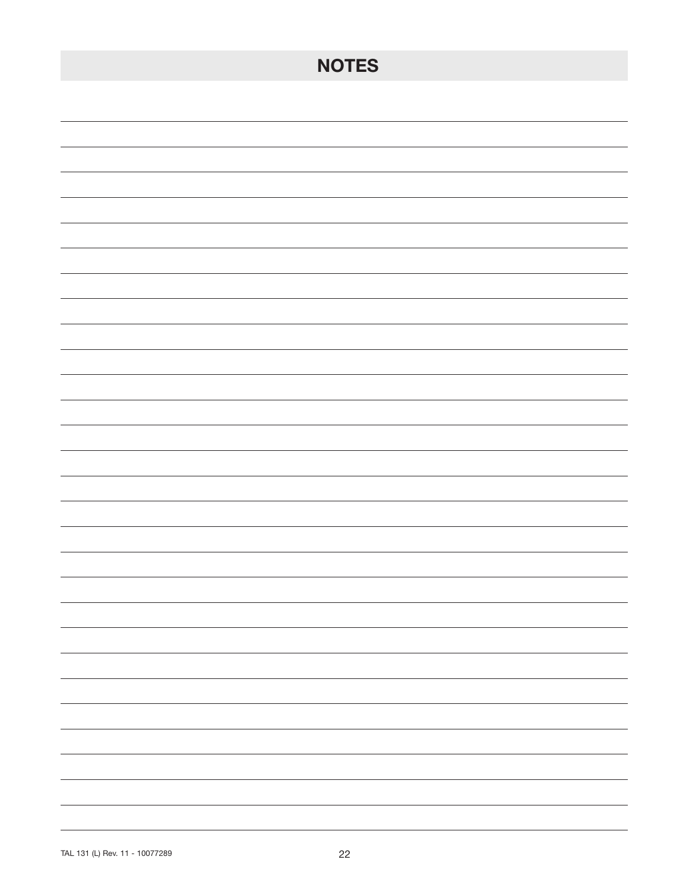# NOTES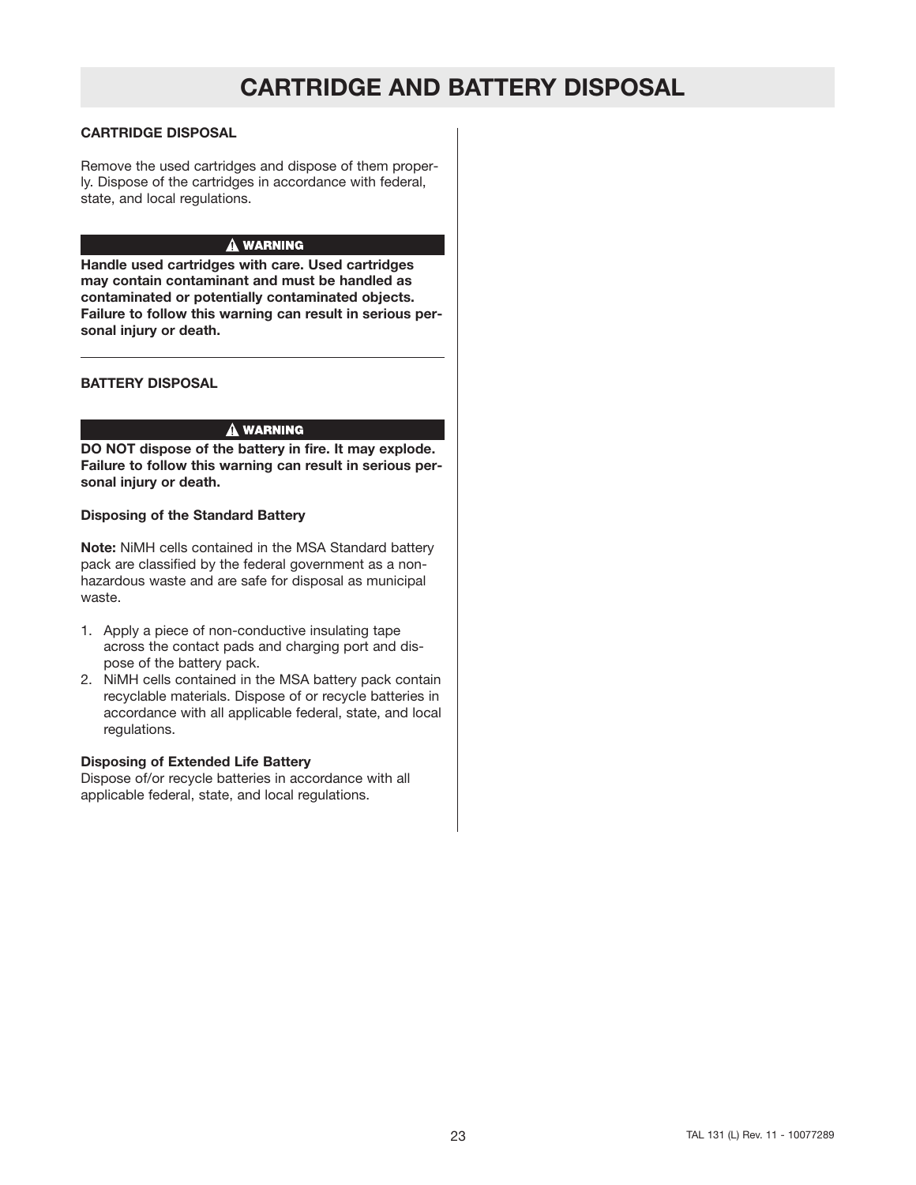# CARTRIDGE AND BATTERY DISPOSAL

## CARTRIDGE DISPOSAL

Remove the used cartridges and dispose of them properly. Dispose of the cartridges in accordance with federal, state, and local regulations.

**⚠ WARNING**

**Handle used cartridges with care. Used cartridges may contain contaminant and must be handled as contaminated or potentially contaminated objects. Failure to follow this warning can result in serious personal injury or death.**

---

## BATTERY DISPOSAL

**⚠ WARNING**

**DO NOT dispose of the battery in fire. It may explode. Failure to follow this warning can result in serious personal injury or death.**

### Disposing of the Standard Battery

**Note:** NiMH cells contained in the MSA Standard battery pack are classified by the federal government as a non-hazardous waste and are safe for disposal as municipal waste.

1. Apply a piece of non-conductive insulating tape across the contact pads and charging port and dispose of the battery pack.
2. NiMH cells contained in the MSA battery pack contain recyclable materials. Dispose of or recycle batteries in accordance with all applicable federal, state, and local regulations.

### Disposing of Extended Life Battery

Dispose of/or recycle batteries in accordance with all applicable federal, state, and local regulations.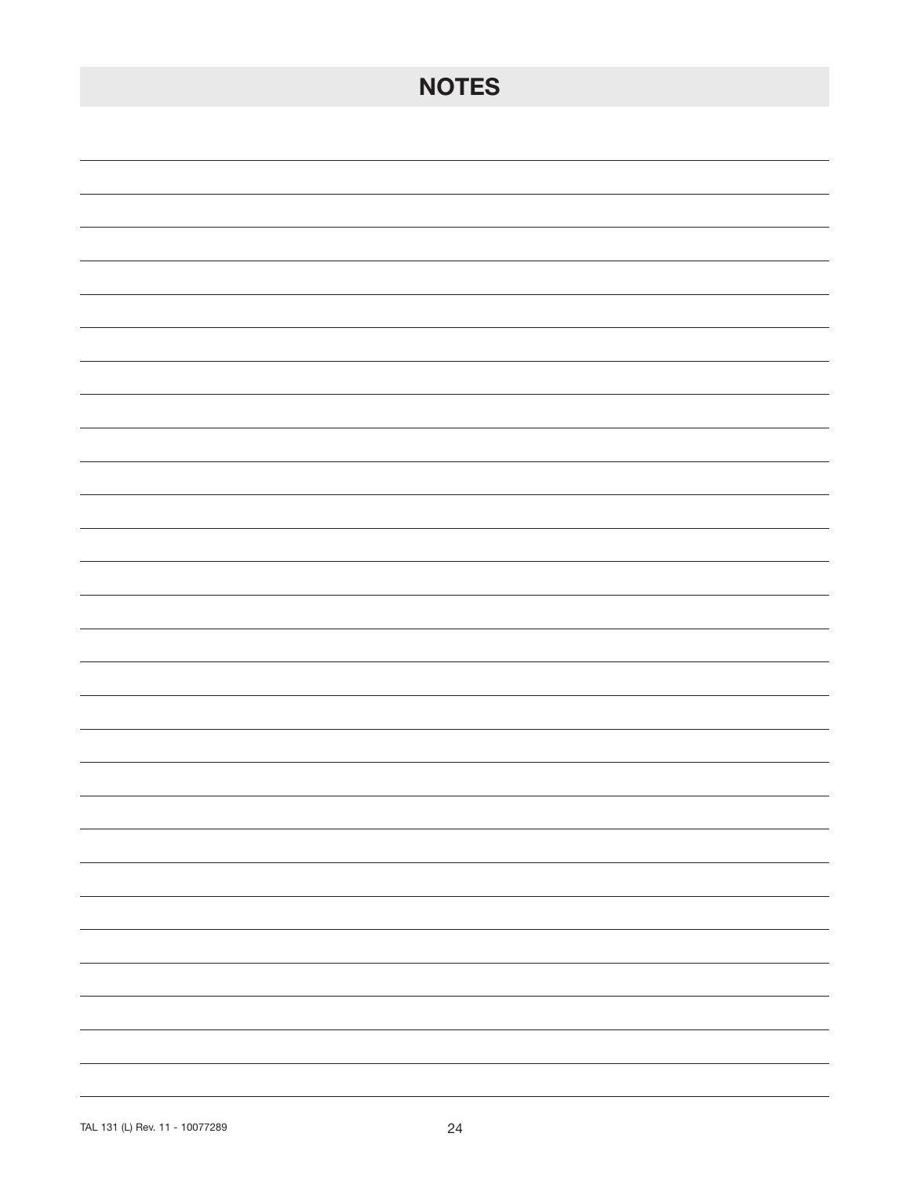# NOTES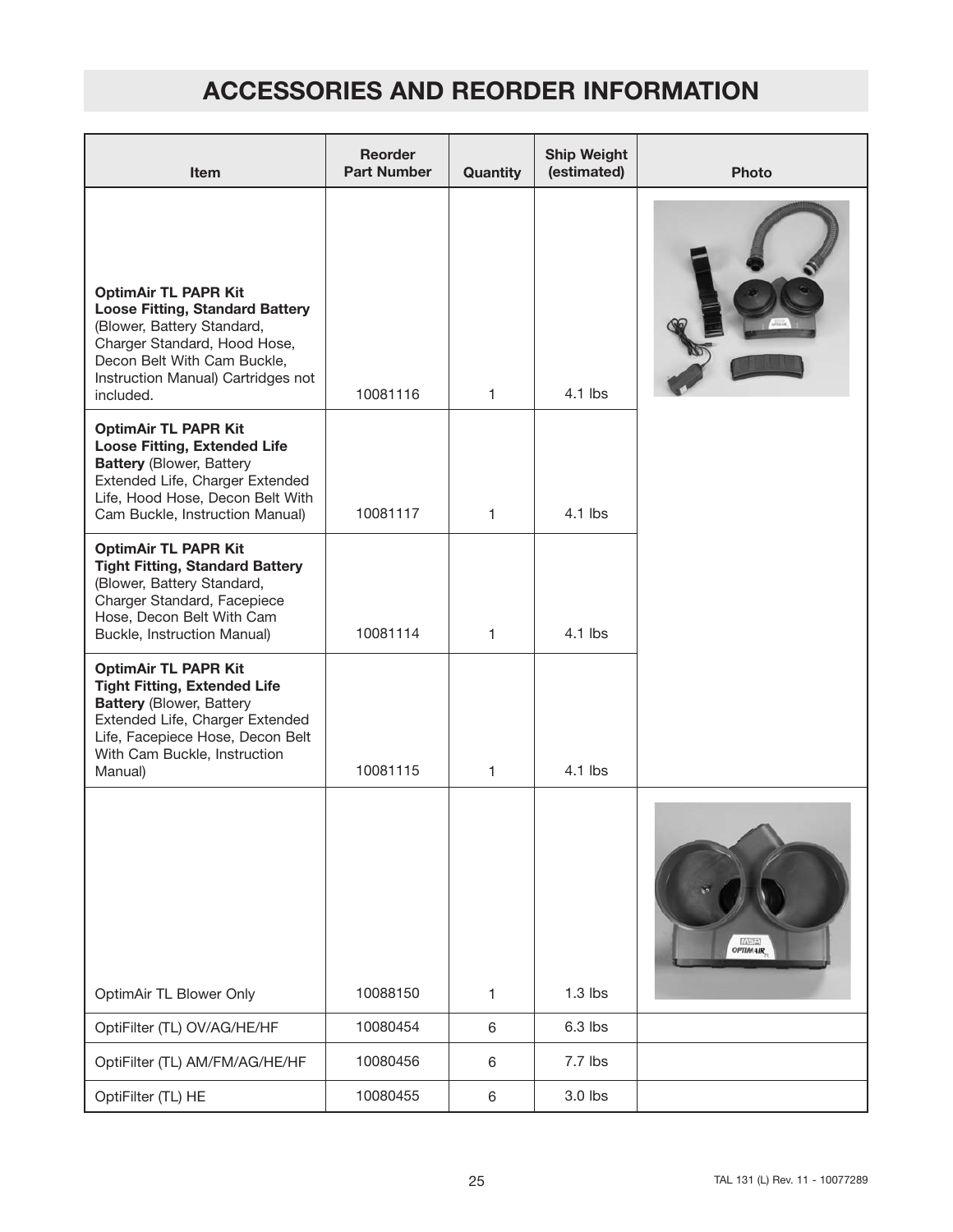# ACCESSORIES AND REORDER INFORMATION

| Item | Reorder Part Number | Quantity | Ship Weight (estimated) | Photo |
|---|---|---|---|---|
| **OptimAir TL PAPR Kit Loose Fitting, Standard Battery** (Blower, Battery Standard, Charger Standard, Hood Hose, Decon Belt With Cam Buckle, Instruction Manual) Cartridges not included. | 10081116 | 1 | 4.1 lbs | |
| **OptimAir TL PAPR Kit Loose Fitting, Extended Life Battery** (Blower, Battery Extended Life, Charger Extended Life, Hood Hose, Decon Belt With Cam Buckle, Instruction Manual) | 10081117 | 1 | 4.1 lbs | |
| **OptimAir TL PAPR Kit Tight Fitting, Standard Battery** (Blower, Battery Standard, Charger Standard, Facepiece Hose, Decon Belt With Cam Buckle, Instruction Manual) | 10081114 | 1 | 4.1 lbs | |
| **OptimAir TL PAPR Kit Tight Fitting, Extended Life Battery** (Blower, Battery Extended Life, Charger Extended Life, Facepiece Hose, Decon Belt With Cam Buckle, Instruction Manual) | 10081115 | 1 | 4.1 lbs | |
| OptimAir TL Blower Only | 10088150 | 1 | 1.3 lbs | |
| OptiFilter (TL) OV/AG/HE/HF | 10080454 | 6 | 6.3 lbs | |
| OptiFilter (TL) AM/FM/AG/HE/HF | 10080456 | 6 | 7.7 lbs | |
| OptiFilter (TL) HE | 10080455 | 6 | 3.0 lbs | |

TAL 131 (L) Rev. 11 - 10077289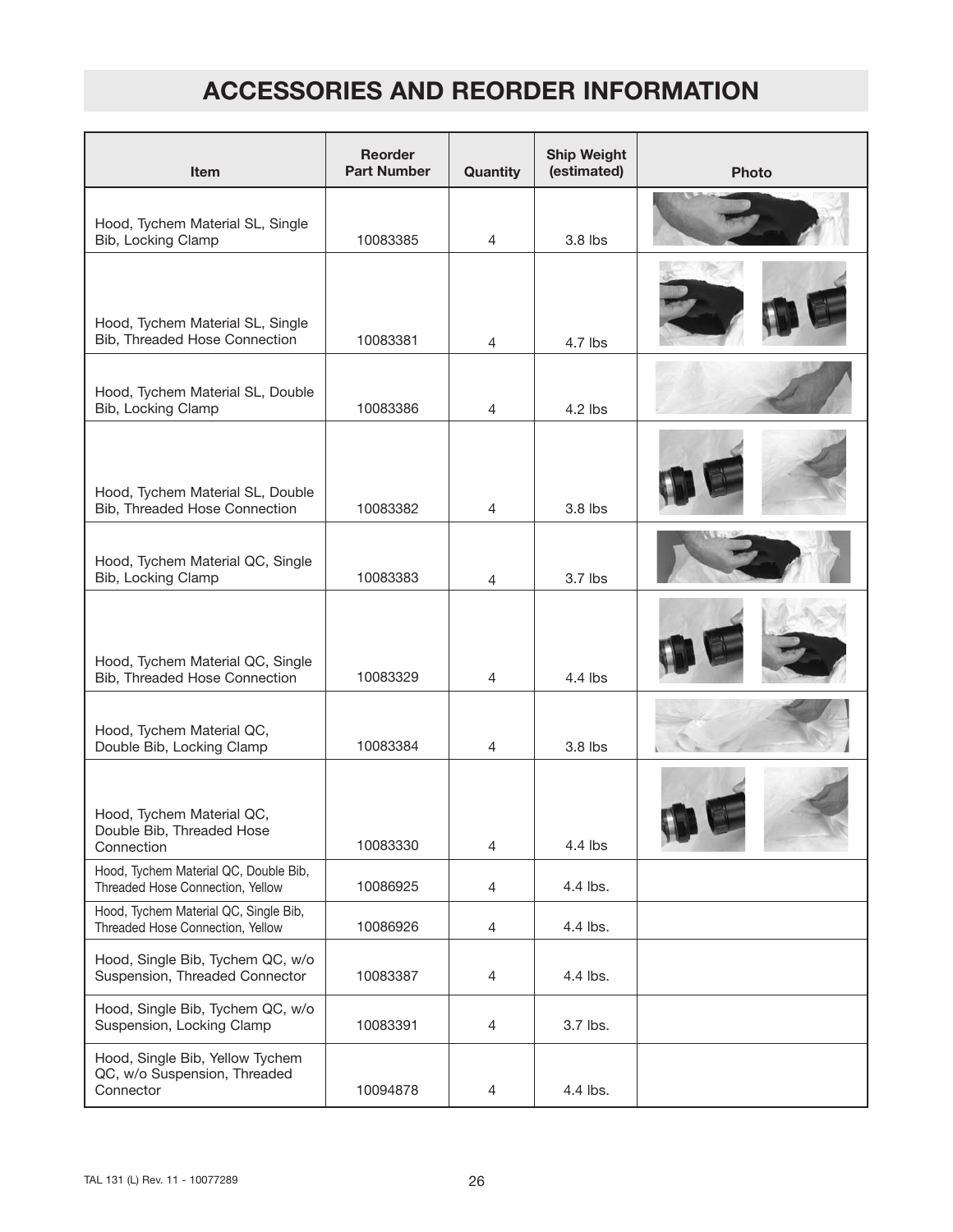# ACCESSORIES AND REORDER INFORMATION

| Item | Reorder Part Number | Quantity | Ship Weight (estimated) | Photo |
|---|---|---|---|---|
| Hood, Tychem Material SL, Single Bib, Locking Clamp | 10083385 | 4 | 3.8 lbs | |
| Hood, Tychem Material SL, Single Bib, Threaded Hose Connection | 10083381 | 4 | 4.7 lbs | |
| Hood, Tychem Material SL, Double Bib, Locking Clamp | 10083386 | 4 | 4.2 lbs | |
| Hood, Tychem Material SL, Double Bib, Threaded Hose Connection | 10083382 | 4 | 3.8 lbs | |
| Hood, Tychem Material QC, Single Bib, Locking Clamp | 10083383 | 4 | 3.7 lbs | |
| Hood, Tychem Material QC, Single Bib, Threaded Hose Connection | 10083329 | 4 | 4.4 lbs | |
| Hood, Tychem Material QC, Double Bib, Locking Clamp | 10083384 | 4 | 3.8 lbs | |
| Hood, Tychem Material QC, Double Bib, Threaded Hose Connection | 10083330 | 4 | 4.4 lbs | |
| Hood, Tychem Material QC, Double Bib, Threaded Hose Connection, Yellow | 10086925 | 4 | 4.4 lbs. | |
| Hood, Tychem Material QC, Single Bib, Threaded Hose Connection, Yellow | 10086926 | 4 | 4.4 lbs. | |
| Hood, Single Bib, Tychem QC, w/o Suspension, Threaded Connector | 10083387 | 4 | 4.4 lbs. | |
| Hood, Single Bib, Tychem QC, w/o Suspension, Locking Clamp | 10083391 | 4 | 3.7 lbs. | |
| Hood, Single Bib, Yellow Tychem QC, w/o Suspension, Threaded Connector | 10094878 | 4 | 4.4 lbs. | |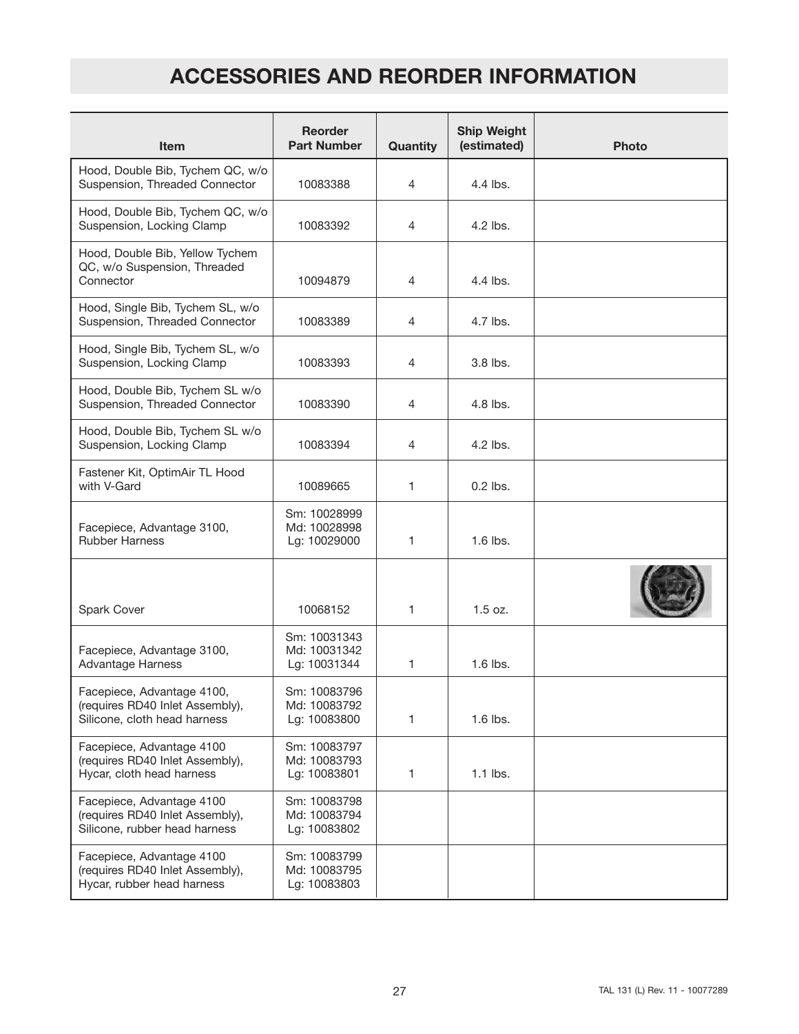# ACCESSORIES AND REORDER INFORMATION

| Item | Reorder Part Number | Quantity | Ship Weight (estimated) | Photo |
|---|---|---|---|---|
| Hood, Double Bib, Tychem QC, w/o Suspension, Threaded Connector | 10083388 | 4 | 4.4 lbs. | |
| Hood, Double Bib, Tychem QC, w/o Suspension, Locking Clamp | 10083392 | 4 | 4.2 lbs. | |
| Hood, Double Bib, Yellow Tychem QC, w/o Suspension, Threaded Connector | 10094879 | 4 | 4.4 lbs. | |
| Hood, Single Bib, Tychem SL, w/o Suspension, Threaded Connector | 10083389 | 4 | 4.7 lbs. | |
| Hood, Single Bib, Tychem SL, w/o Suspension, Locking Clamp | 10083393 | 4 | 3.8 lbs. | |
| Hood, Double Bib, Tychem SL w/o Suspension, Threaded Connector | 10083390 | 4 | 4.8 lbs. | |
| Hood, Double Bib, Tychem SL w/o Suspension, Locking Clamp | 10083394 | 4 | 4.2 lbs. | |
| Fastener Kit, OptimAir TL Hood with V-Gard | 10089665 | 1 | 0.2 lbs. | |
| Facepiece, Advantage 3100, Rubber Harness | Sm: 10028999<br>Md: 10028998<br>Lg: 10029000 | 1 | 1.6 lbs. | |
| Spark Cover | 10068152 | 1 | 1.5 oz. | |
| Facepiece, Advantage 3100, Advantage Harness | Sm: 10031343<br>Md: 10031342<br>Lg: 10031344 | 1 | 1.6 lbs. | |
| Facepiece, Advantage 4100, (requires RD40 Inlet Assembly), Silicone, cloth head harness | Sm: 10083796<br>Md: 10083792<br>Lg: 10083800 | 1 | 1.6 lbs. | |
| Facepiece, Advantage 4100 (requires RD40 Inlet Assembly), Hycar, cloth head harness | Sm: 10083797<br>Md: 10083793<br>Lg: 10083801 | 1 | 1.1 lbs. | |
| Facepiece, Advantage 4100 (requires RD40 Inlet Assembly), Silicone, rubber head harness | Sm: 10083798<br>Md: 10083794<br>Lg: 10083802 | | | |
| Facepiece, Advantage 4100 (requires RD40 Inlet Assembly), Hycar, rubber head harness | Sm: 10083799<br>Md: 10083795<br>Lg: 10083803 | | | |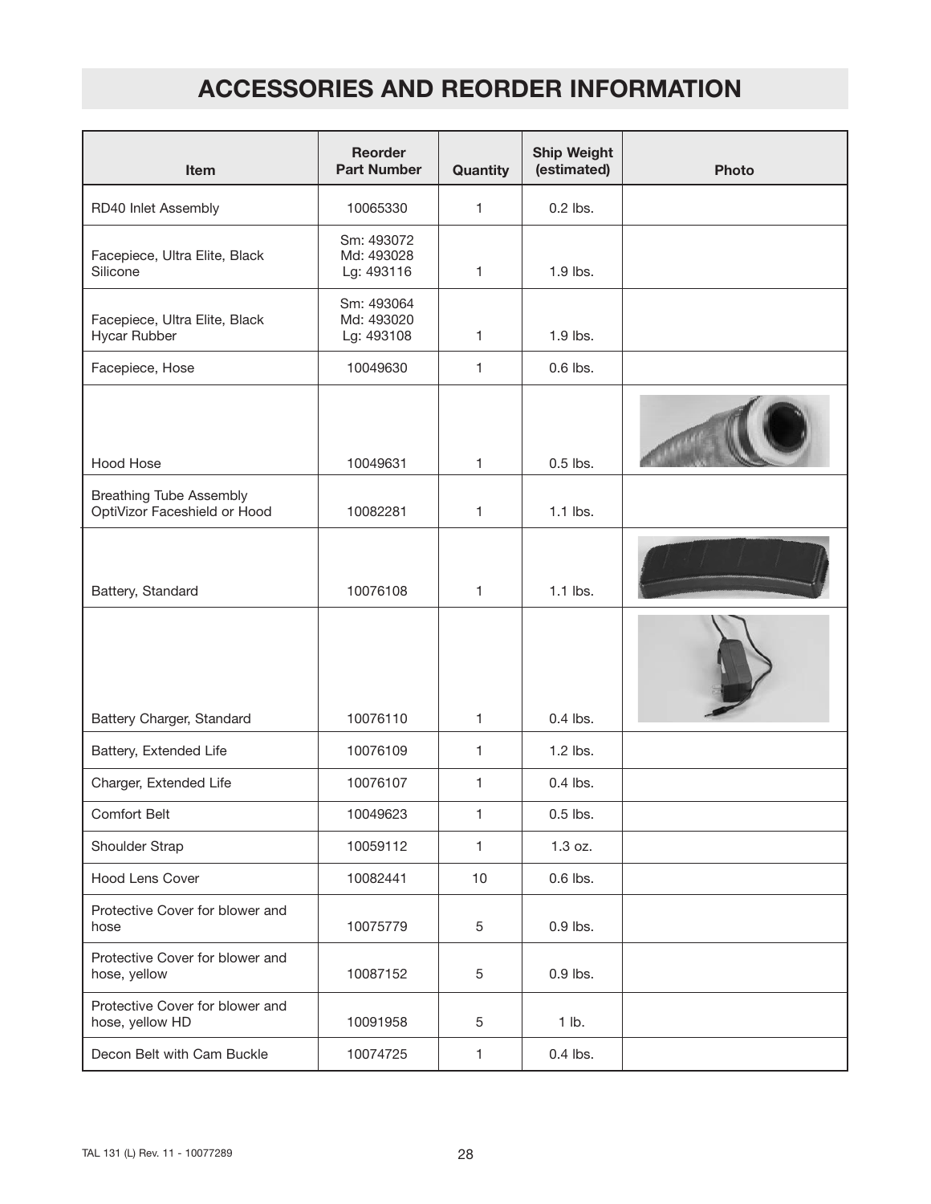# ACCESSORIES AND REORDER INFORMATION

| Item | Reorder Part Number | Quantity | Ship Weight (estimated) | Photo |
|---|---|---|---|---|
| RD40 Inlet Assembly | 10065330 | 1 | 0.2 lbs. | |
| Facepiece, Ultra Elite, Black Silicone | Sm: 493072<br>Md: 493028<br>Lg: 493116 | 1 | 1.9 lbs. | |
| Facepiece, Ultra Elite, Black Hycar Rubber | Sm: 493064<br>Md: 493020<br>Lg: 493108 | 1 | 1.9 lbs. | |
| Facepiece, Hose | 10049630 | 1 | 0.6 lbs. | |
| Hood Hose | 10049631 | 1 | 0.5 lbs. | |
| Breathing Tube Assembly OptiVizor Faceshield or Hood | 10082281 | 1 | 1.1 lbs. | |
| Battery, Standard | 10076108 | 1 | 1.1 lbs. | |
| Battery Charger, Standard | 10076110 | 1 | 0.4 lbs. | |
| Battery, Extended Life | 10076109 | 1 | 1.2 lbs. | |
| Charger, Extended Life | 10076107 | 1 | 0.4 lbs. | |
| Comfort Belt | 10049623 | 1 | 0.5 lbs. | |
| Shoulder Strap | 10059112 | 1 | 1.3 oz. | |
| Hood Lens Cover | 10082441 | 10 | 0.6 lbs. | |
| Protective Cover for blower and hose | 10075779 | 5 | 0.9 lbs. | |
| Protective Cover for blower and hose, yellow | 10087152 | 5 | 0.9 lbs. | |
| Protective Cover for blower and hose, yellow HD | 10091958 | 5 | 1 lb. | |
| Decon Belt with Cam Buckle | 10074725 | 1 | 0.4 lbs. | |

TAL 131 (L) Rev. 11 - 10077289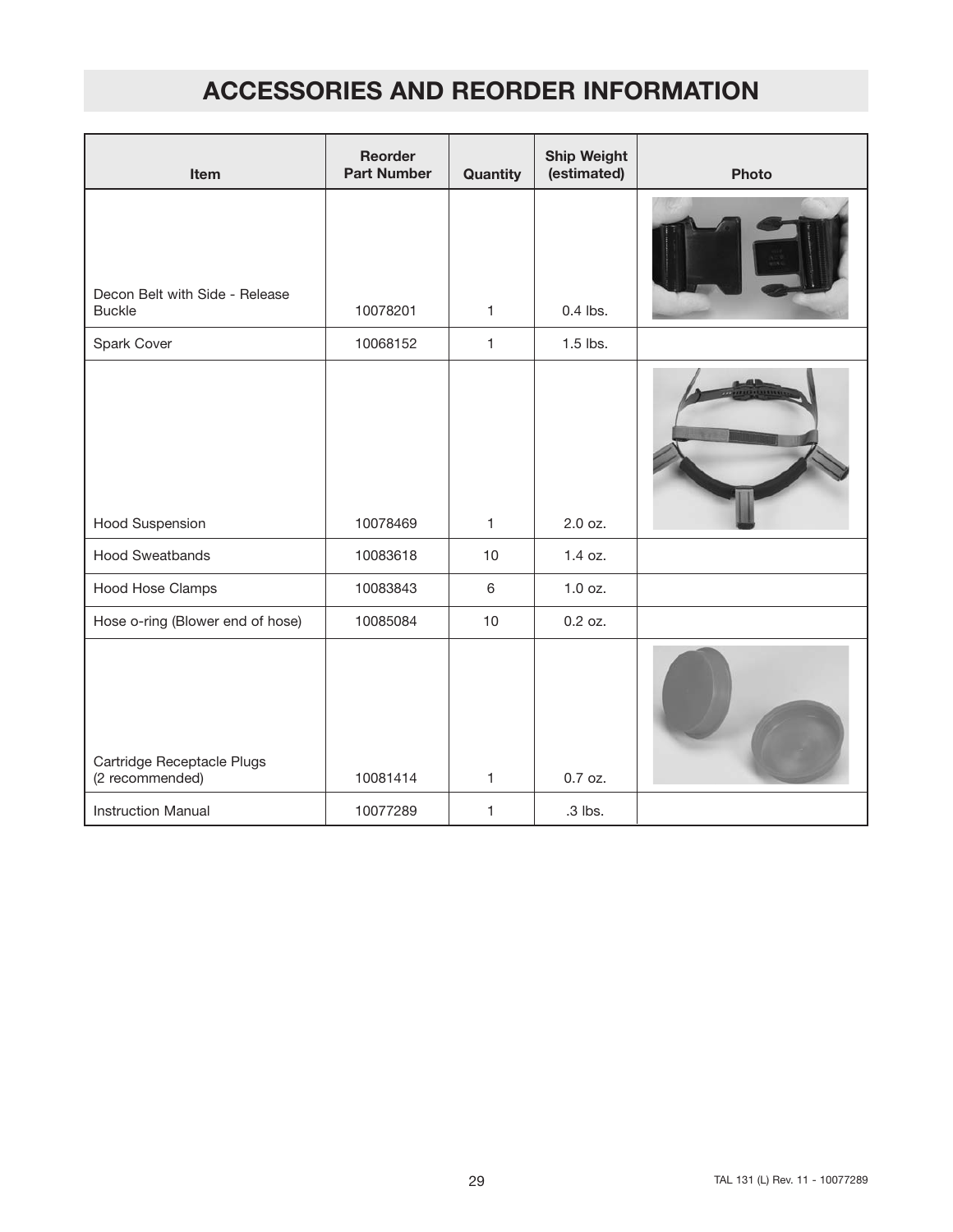# ACCESSORIES AND REORDER INFORMATION

| Item | Reorder Part Number | Quantity | Ship Weight (estimated) | Photo |
|---|---|---|---|---|
| Decon Belt with Side - Release Buckle | 10078201 | 1 | 0.4 lbs. | |
| Spark Cover | 10068152 | 1 | 1.5 lbs. | |
| Hood Suspension | 10078469 | 1 | 2.0 oz. | |
| Hood Sweatbands | 10083618 | 10 | 1.4 oz. | |
| Hood Hose Clamps | 10083843 | 6 | 1.0 oz. | |
| Hose o-ring (Blower end of hose) | 10085084 | 10 | 0.2 oz. | |
| Cartridge Receptacle Plugs (2 recommended) | 10081414 | 1 | 0.7 oz. | |
| Instruction Manual | 10077289 | 1 | .3 lbs. | |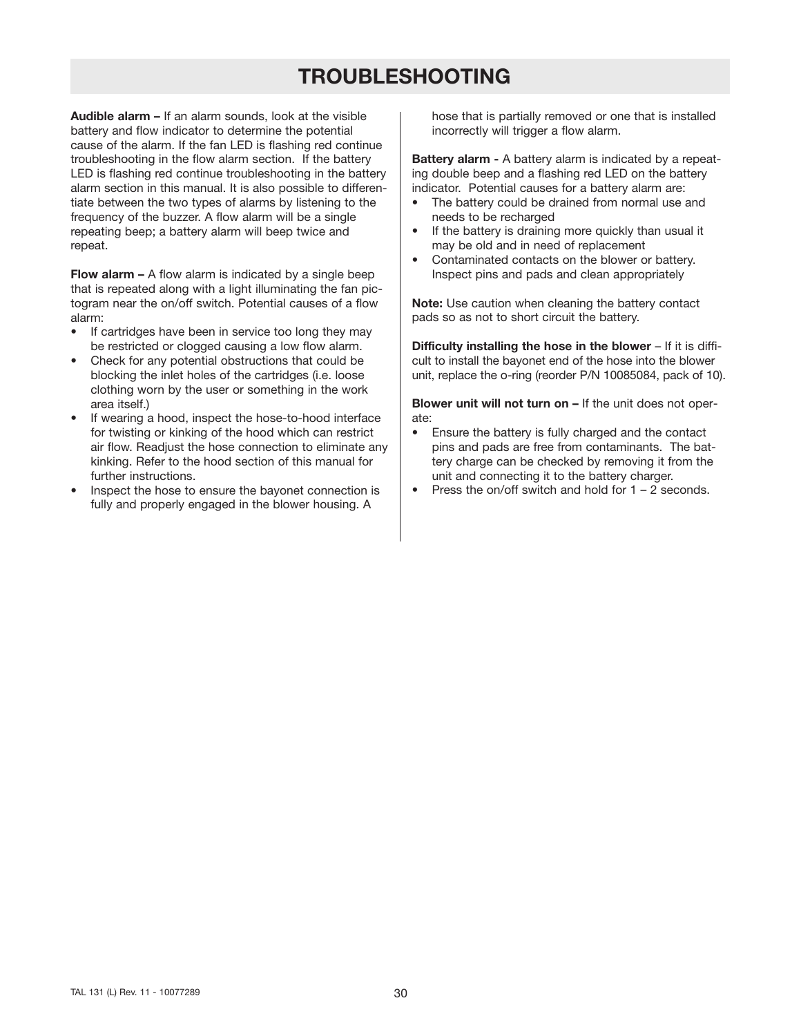# TROUBLESHOOTING

**Audible alarm –** If an alarm sounds, look at the visible battery and flow indicator to determine the potential cause of the alarm. If the fan LED is flashing red continue troubleshooting in the flow alarm section. If the battery LED is flashing red continue troubleshooting in the battery alarm section in this manual. It is also possible to differentiate between the two types of alarms by listening to the frequency of the buzzer. A flow alarm will be a single repeating beep; a battery alarm will beep twice and repeat.

**Flow alarm –** A flow alarm is indicated by a single beep that is repeated along with a light illuminating the fan pictogram near the on/off switch. Potential causes of a flow alarm:

- If cartridges have been in service too long they may be restricted or clogged causing a low flow alarm.
- Check for any potential obstructions that could be blocking the inlet holes of the cartridges (i.e. loose clothing worn by the user or something in the work area itself.)
- If wearing a hood, inspect the hose-to-hood interface for twisting or kinking of the hood which can restrict air flow. Readjust the hose connection to eliminate any kinking. Refer to the hood section of this manual for further instructions.
- Inspect the hose to ensure the bayonet connection is fully and properly engaged in the blower housing. A hose that is partially removed or one that is installed incorrectly will trigger a flow alarm.

**Battery alarm -** A battery alarm is indicated by a repeating double beep and a flashing red LED on the battery indicator. Potential causes for a battery alarm are:

- The battery could be drained from normal use and needs to be recharged
- If the battery is draining more quickly than usual it may be old and in need of replacement
- Contaminated contacts on the blower or battery. Inspect pins and pads and clean appropriately

**Note:** Use caution when cleaning the battery contact pads so as not to short circuit the battery.

**Difficulty installing the hose in the blower** – If it is difficult to install the bayonet end of the hose into the blower unit, replace the o-ring (reorder P/N 10085084, pack of 10).

**Blower unit will not turn on –** If the unit does not operate:

- Ensure the battery is fully charged and the contact pins and pads are free from contaminants. The battery charge can be checked by removing it from the unit and connecting it to the battery charger.
- Press the on/off switch and hold for 1 – 2 seconds.

TAL 131 (L) Rev. 11 - 10077289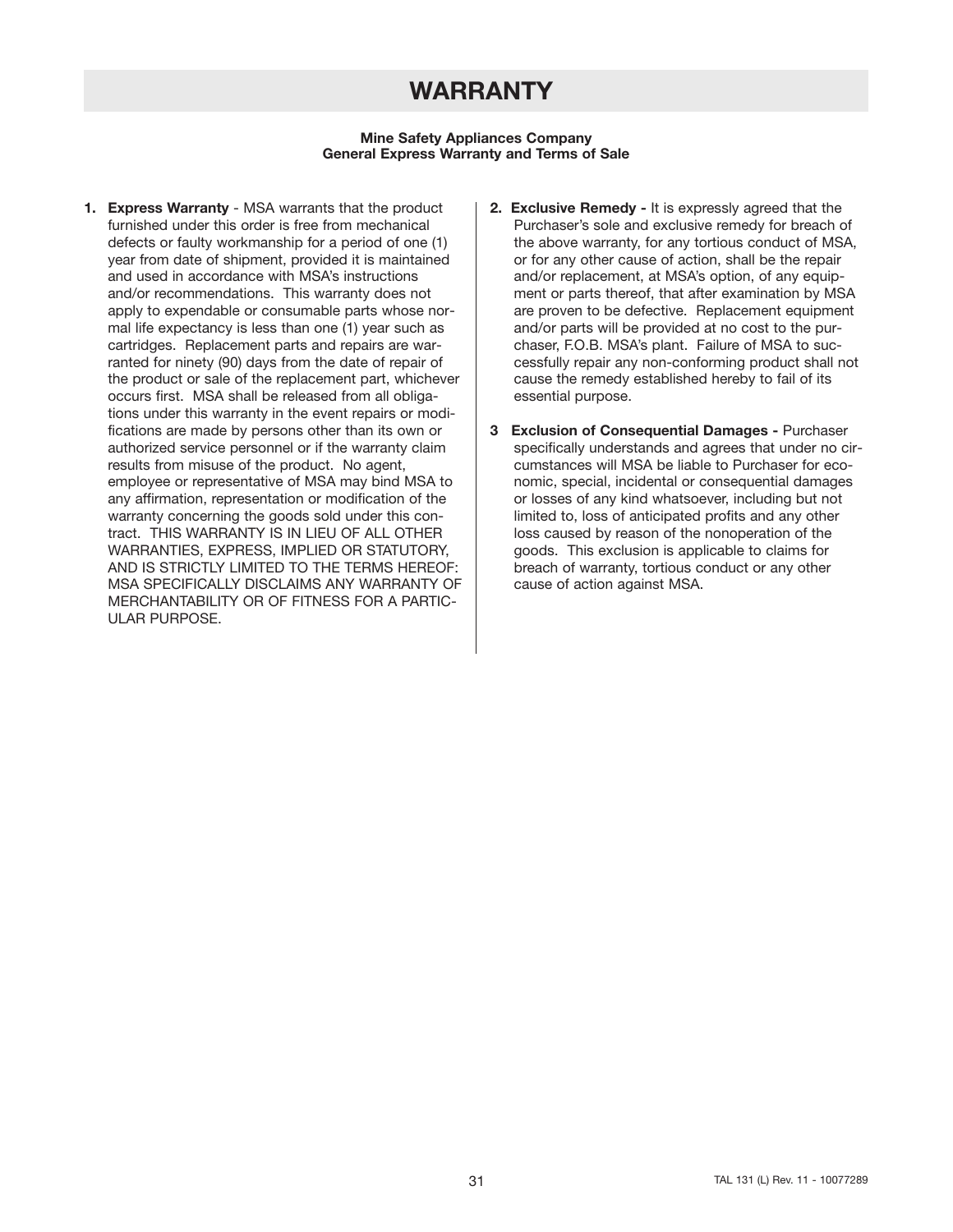# WARRANTY

**Mine Safety Appliances Company**
**General Express Warranty and Terms of Sale**

1. **Express Warranty** - MSA warrants that the product furnished under this order is free from mechanical defects or faulty workmanship for a period of one (1) year from date of shipment, provided it is maintained and used in accordance with MSA's instructions and/or recommendations. This warranty does not apply to expendable or consumable parts whose normal life expectancy is less than one (1) year such as cartridges. Replacement parts and repairs are warranted for ninety (90) days from the date of repair of the product or sale of the replacement part, whichever occurs first. MSA shall be released from all obligations under this warranty in the event repairs or modifications are made by persons other than its own or authorized service personnel or if the warranty claim results from misuse of the product. No agent, employee or representative of MSA may bind MSA to any affirmation, representation or modification of the warranty concerning the goods sold under this contract. THIS WARRANTY IS IN LIEU OF ALL OTHER WARRANTIES, EXPRESS, IMPLIED OR STATUTORY, AND IS STRICTLY LIMITED TO THE TERMS HEREOF: MSA SPECIFICALLY DISCLAIMS ANY WARRANTY OF MERCHANTABILITY OR OF FITNESS FOR A PARTICULAR PURPOSE.

2. **Exclusive Remedy -** It is expressly agreed that the Purchaser's sole and exclusive remedy for breach of the above warranty, for any tortious conduct of MSA, or for any other cause of action, shall be the repair and/or replacement, at MSA's option, of any equipment or parts thereof, that after examination by MSA are proven to be defective. Replacement equipment and/or parts will be provided at no cost to the purchaser, F.O.B. MSA's plant. Failure of MSA to successfully repair any non-conforming product shall not cause the remedy established hereby to fail of its essential purpose.

3. **Exclusion of Consequential Damages -** Purchaser specifically understands and agrees that under no circumstances will MSA be liable to Purchaser for economic, special, incidental or consequential damages or losses of any kind whatsoever, including but not limited to, loss of anticipated profits and any other loss caused by reason of the nonoperation of the goods. This exclusion is applicable to claims for breach of warranty, tortious conduct or any other cause of action against MSA.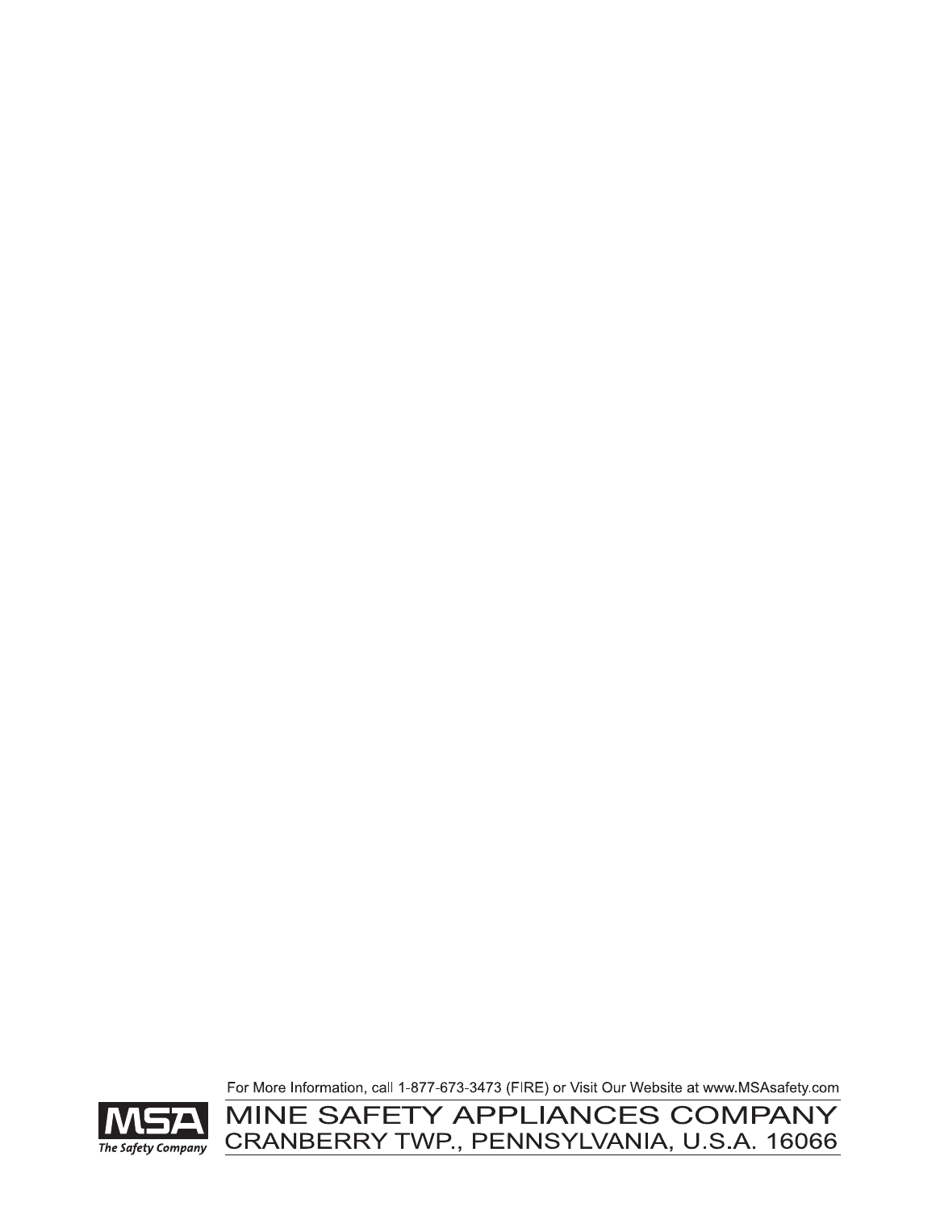For More Information, call 1-877-673-3473 (FIRE) or Visit Our Website at www.MSAsafety.com

MSA

The Safety Company

MINE SAFETY APPLIANCES COMPANY

CRANBERRY TWP., PENNSYLVANIA, U.S.A. 16066